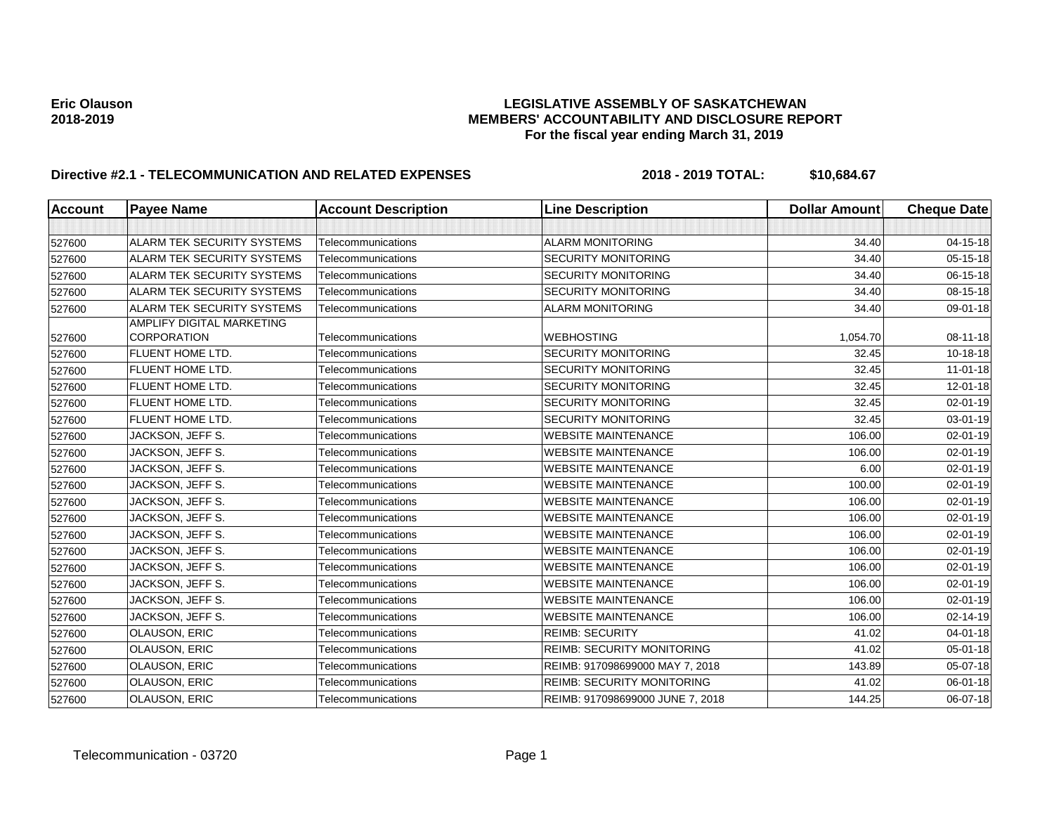**Eric Olauson**
**2018-2019**

# LEGISLATIVE ASSEMBLY OF SASKATCHEWAN
## MEMBERS' ACCOUNTABILITY AND DISCLOSURE REPORT
### For the fiscal year ending March 31, 2019

**Directive #2.1 - TELECOMMUNICATION AND RELATED EXPENSES** **2018 - 2019 TOTAL: $10,684.67**

| Account | Payee Name | Account Description | Line Description | Dollar Amount | Cheque Date |
|---|---|---|---|---|---|
| | | | | | |
| 527600 | ALARM TEK SECURITY SYSTEMS | Telecommunications | ALARM MONITORING | 34.40 | 04-15-18 |
| 527600 | ALARM TEK SECURITY SYSTEMS | Telecommunications | SECURITY MONITORING | 34.40 | 05-15-18 |
| 527600 | ALARM TEK SECURITY SYSTEMS | Telecommunications | SECURITY MONITORING | 34.40 | 06-15-18 |
| 527600 | ALARM TEK SECURITY SYSTEMS | Telecommunications | SECURITY MONITORING | 34.40 | 08-15-18 |
| 527600 | ALARM TEK SECURITY SYSTEMS | Telecommunications | ALARM MONITORING | 34.40 | 09-01-18 |
| 527600 | AMPLIFY DIGITAL MARKETING CORPORATION | Telecommunications | WEBHOSTING | 1,054.70 | 08-11-18 |
| 527600 | FLUENT HOME LTD. | Telecommunications | SECURITY MONITORING | 32.45 | 10-18-18 |
| 527600 | FLUENT HOME LTD. | Telecommunications | SECURITY MONITORING | 32.45 | 11-01-18 |
| 527600 | FLUENT HOME LTD. | Telecommunications | SECURITY MONITORING | 32.45 | 12-01-18 |
| 527600 | FLUENT HOME LTD. | Telecommunications | SECURITY MONITORING | 32.45 | 02-01-19 |
| 527600 | FLUENT HOME LTD. | Telecommunications | SECURITY MONITORING | 32.45 | 03-01-19 |
| 527600 | JACKSON, JEFF S. | Telecommunications | WEBSITE MAINTENANCE | 106.00 | 02-01-19 |
| 527600 | JACKSON, JEFF S. | Telecommunications | WEBSITE MAINTENANCE | 106.00 | 02-01-19 |
| 527600 | JACKSON, JEFF S. | Telecommunications | WEBSITE MAINTENANCE | 6.00 | 02-01-19 |
| 527600 | JACKSON, JEFF S. | Telecommunications | WEBSITE MAINTENANCE | 100.00 | 02-01-19 |
| 527600 | JACKSON, JEFF S. | Telecommunications | WEBSITE MAINTENANCE | 106.00 | 02-01-19 |
| 527600 | JACKSON, JEFF S. | Telecommunications | WEBSITE MAINTENANCE | 106.00 | 02-01-19 |
| 527600 | JACKSON, JEFF S. | Telecommunications | WEBSITE MAINTENANCE | 106.00 | 02-01-19 |
| 527600 | JACKSON, JEFF S. | Telecommunications | WEBSITE MAINTENANCE | 106.00 | 02-01-19 |
| 527600 | JACKSON, JEFF S. | Telecommunications | WEBSITE MAINTENANCE | 106.00 | 02-01-19 |
| 527600 | JACKSON, JEFF S. | Telecommunications | WEBSITE MAINTENANCE | 106.00 | 02-01-19 |
| 527600 | JACKSON, JEFF S. | Telecommunications | WEBSITE MAINTENANCE | 106.00 | 02-01-19 |
| 527600 | JACKSON, JEFF S. | Telecommunications | WEBSITE MAINTENANCE | 106.00 | 02-14-19 |
| 527600 | OLAUSON, ERIC | Telecommunications | REIMB: SECURITY | 41.02 | 04-01-18 |
| 527600 | OLAUSON, ERIC | Telecommunications | REIMB: SECURITY MONITORING | 41.02 | 05-01-18 |
| 527600 | OLAUSON, ERIC | Telecommunications | REIMB: 917098699000 MAY 7, 2018 | 143.89 | 05-07-18 |
| 527600 | OLAUSON, ERIC | Telecommunications | REIMB: SECURITY MONITORING | 41.02 | 06-01-18 |
| 527600 | OLAUSON, ERIC | Telecommunications | REIMB: 917098699000 JUNE 7, 2018 | 144.25 | 06-07-18 |

Telecommunication - 03720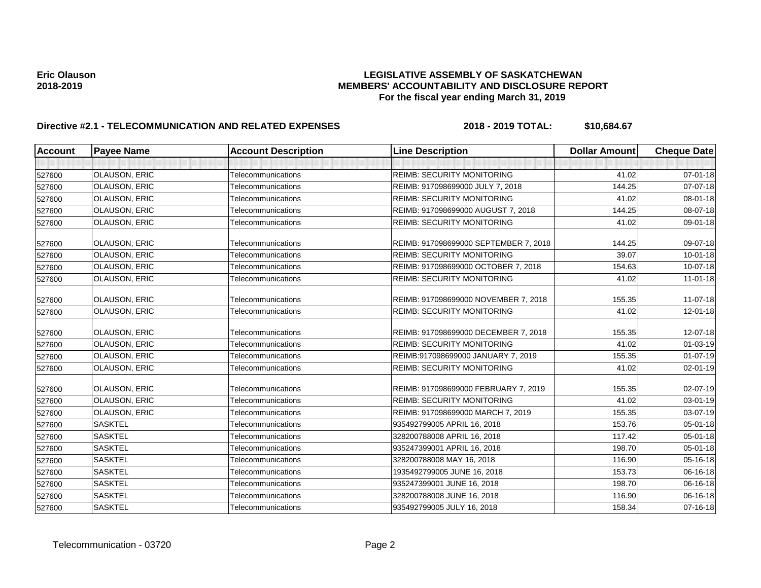**Eric Olauson**
**2018-2019**

**LEGISLATIVE ASSEMBLY OF SASKATCHEWAN**
**MEMBERS' ACCOUNTABILITY AND DISCLOSURE REPORT**
**For the fiscal year ending March 31, 2019**

**Directive #2.1 - TELECOMMUNICATION AND RELATED EXPENSES** **2018 - 2019 TOTAL: $10,684.67**

| Account | Payee Name | Account Description | Line Description | Dollar Amount | Cheque Date |
|---|---|---|---|---|---|
| | | | | | |
| 527600 | OLAUSON, ERIC | Telecommunications | REIMB: SECURITY MONITORING | 41.02 | 07-01-18 |
| 527600 | OLAUSON, ERIC | Telecommunications | REIMB: 917098699000 JULY 7, 2018 | 144.25 | 07-07-18 |
| 527600 | OLAUSON, ERIC | Telecommunications | REIMB: SECURITY MONITORING | 41.02 | 08-01-18 |
| 527600 | OLAUSON, ERIC | Telecommunications | REIMB: 917098699000 AUGUST 7, 2018 | 144.25 | 08-07-18 |
| 527600 | OLAUSON, ERIC | Telecommunications | REIMB: SECURITY MONITORING | 41.02 | 09-01-18 |
| 527600 | OLAUSON, ERIC | Telecommunications | REIMB: 917098699000 SEPTEMBER 7, 2018 | 144.25 | 09-07-18 |
| 527600 | OLAUSON, ERIC | Telecommunications | REIMB: SECURITY MONITORING | 39.07 | 10-01-18 |
| 527600 | OLAUSON, ERIC | Telecommunications | REIMB: 917098699000 OCTOBER 7, 2018 | 154.63 | 10-07-18 |
| 527600 | OLAUSON, ERIC | Telecommunications | REIMB: SECURITY MONITORING | 41.02 | 11-01-18 |
| 527600 | OLAUSON, ERIC | Telecommunications | REIMB: 917098699000 NOVEMBER 7, 2018 | 155.35 | 11-07-18 |
| 527600 | OLAUSON, ERIC | Telecommunications | REIMB: SECURITY MONITORING | 41.02 | 12-01-18 |
| 527600 | OLAUSON, ERIC | Telecommunications | REIMB: 917098699000 DECEMBER 7, 2018 | 155.35 | 12-07-18 |
| 527600 | OLAUSON, ERIC | Telecommunications | REIMB: SECURITY MONITORING | 41.02 | 01-03-19 |
| 527600 | OLAUSON, ERIC | Telecommunications | REIMB:917098699000 JANUARY 7, 2019 | 155.35 | 01-07-19 |
| 527600 | OLAUSON, ERIC | Telecommunications | REIMB: SECURITY MONITORING | 41.02 | 02-01-19 |
| 527600 | OLAUSON, ERIC | Telecommunications | REIMB: 917098699000 FEBRUARY 7, 2019 | 155.35 | 02-07-19 |
| 527600 | OLAUSON, ERIC | Telecommunications | REIMB: SECURITY MONITORING | 41.02 | 03-01-19 |
| 527600 | OLAUSON, ERIC | Telecommunications | REIMB: 917098699000 MARCH 7, 2019 | 155.35 | 03-07-19 |
| 527600 | SASKTEL | Telecommunications | 935492799005 APRIL 16, 2018 | 153.76 | 05-01-18 |
| 527600 | SASKTEL | Telecommunications | 328200788008 APRIL 16, 2018 | 117.42 | 05-01-18 |
| 527600 | SASKTEL | Telecommunications | 935247399001 APRIL 16, 2018 | 198.70 | 05-01-18 |
| 527600 | SASKTEL | Telecommunications | 328200788008 MAY 16, 2018 | 116.90 | 05-16-18 |
| 527600 | SASKTEL | Telecommunications | 1935492799005 JUNE 16, 2018 | 153.73 | 06-16-18 |
| 527600 | SASKTEL | Telecommunications | 935247399001 JUNE 16, 2018 | 198.70 | 06-16-18 |
| 527600 | SASKTEL | Telecommunications | 328200788008 JUNE 16, 2018 | 116.90 | 06-16-18 |
| 527600 | SASKTEL | Telecommunications | 935492799005 JULY 16, 2018 | 158.34 | 07-16-18 |

Telecommunication - 03720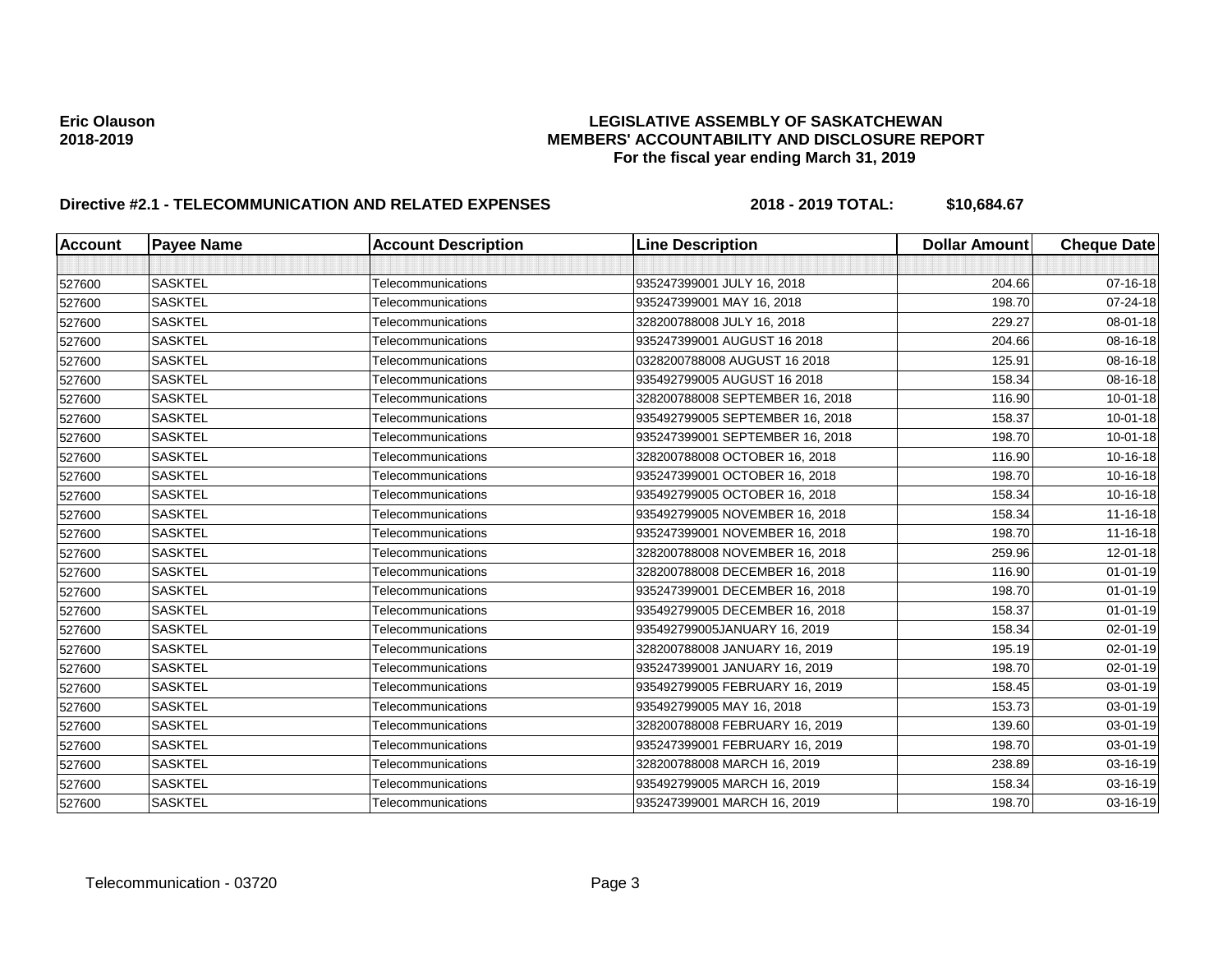**Eric Olauson**
**2018-2019**

# LEGISLATIVE ASSEMBLY OF SASKATCHEWAN
## MEMBERS' ACCOUNTABILITY AND DISCLOSURE REPORT
### For the fiscal year ending March 31, 2019

**Directive #2.1 - TELECOMMUNICATION AND RELATED EXPENSES** **2018 - 2019 TOTAL: $10,684.67**

| Account | Payee Name | Account Description | Line Description | Dollar Amount | Cheque Date |
|---|---|---|---|---|---|
| | | | | | |
| 527600 | SASKTEL | Telecommunications | 935247399001 JULY 16, 2018 | 204.66 | 07-16-18 |
| 527600 | SASKTEL | Telecommunications | 935247399001 MAY 16, 2018 | 198.70 | 07-24-18 |
| 527600 | SASKTEL | Telecommunications | 328200788008 JULY 16, 2018 | 229.27 | 08-01-18 |
| 527600 | SASKTEL | Telecommunications | 935247399001 AUGUST 16 2018 | 204.66 | 08-16-18 |
| 527600 | SASKTEL | Telecommunications | 0328200788008 AUGUST 16 2018 | 125.91 | 08-16-18 |
| 527600 | SASKTEL | Telecommunications | 935492799005 AUGUST 16 2018 | 158.34 | 08-16-18 |
| 527600 | SASKTEL | Telecommunications | 328200788008 SEPTEMBER 16, 2018 | 116.90 | 10-01-18 |
| 527600 | SASKTEL | Telecommunications | 935492799005 SEPTEMBER 16, 2018 | 158.37 | 10-01-18 |
| 527600 | SASKTEL | Telecommunications | 935247399001 SEPTEMBER 16, 2018 | 198.70 | 10-01-18 |
| 527600 | SASKTEL | Telecommunications | 328200788008 OCTOBER 16, 2018 | 116.90 | 10-16-18 |
| 527600 | SASKTEL | Telecommunications | 935247399001 OCTOBER 16, 2018 | 198.70 | 10-16-18 |
| 527600 | SASKTEL | Telecommunications | 935492799005 OCTOBER 16, 2018 | 158.34 | 10-16-18 |
| 527600 | SASKTEL | Telecommunications | 935492799005 NOVEMBER 16, 2018 | 158.34 | 11-16-18 |
| 527600 | SASKTEL | Telecommunications | 935247399001 NOVEMBER 16, 2018 | 198.70 | 11-16-18 |
| 527600 | SASKTEL | Telecommunications | 328200788008 NOVEMBER 16, 2018 | 259.96 | 12-01-18 |
| 527600 | SASKTEL | Telecommunications | 328200788008 DECEMBER 16, 2018 | 116.90 | 01-01-19 |
| 527600 | SASKTEL | Telecommunications | 935247399001 DECEMBER 16, 2018 | 198.70 | 01-01-19 |
| 527600 | SASKTEL | Telecommunications | 935492799005 DECEMBER 16, 2018 | 158.37 | 01-01-19 |
| 527600 | SASKTEL | Telecommunications | 935492799005JANUARY 16, 2019 | 158.34 | 02-01-19 |
| 527600 | SASKTEL | Telecommunications | 328200788008 JANUARY 16, 2019 | 195.19 | 02-01-19 |
| 527600 | SASKTEL | Telecommunications | 935247399001 JANUARY 16, 2019 | 198.70 | 02-01-19 |
| 527600 | SASKTEL | Telecommunications | 935492799005 FEBRUARY 16, 2019 | 158.45 | 03-01-19 |
| 527600 | SASKTEL | Telecommunications | 935492799005 MAY 16, 2018 | 153.73 | 03-01-19 |
| 527600 | SASKTEL | Telecommunications | 328200788008 FEBRUARY 16, 2019 | 139.60 | 03-01-19 |
| 527600 | SASKTEL | Telecommunications | 935247399001 FEBRUARY 16, 2019 | 198.70 | 03-01-19 |
| 527600 | SASKTEL | Telecommunications | 328200788008 MARCH 16, 2019 | 238.89 | 03-16-19 |
| 527600 | SASKTEL | Telecommunications | 935492799005 MARCH 16, 2019 | 158.34 | 03-16-19 |
| 527600 | SASKTEL | Telecommunications | 935247399001 MARCH 16, 2019 | 198.70 | 03-16-19 |

Telecommunication - 03720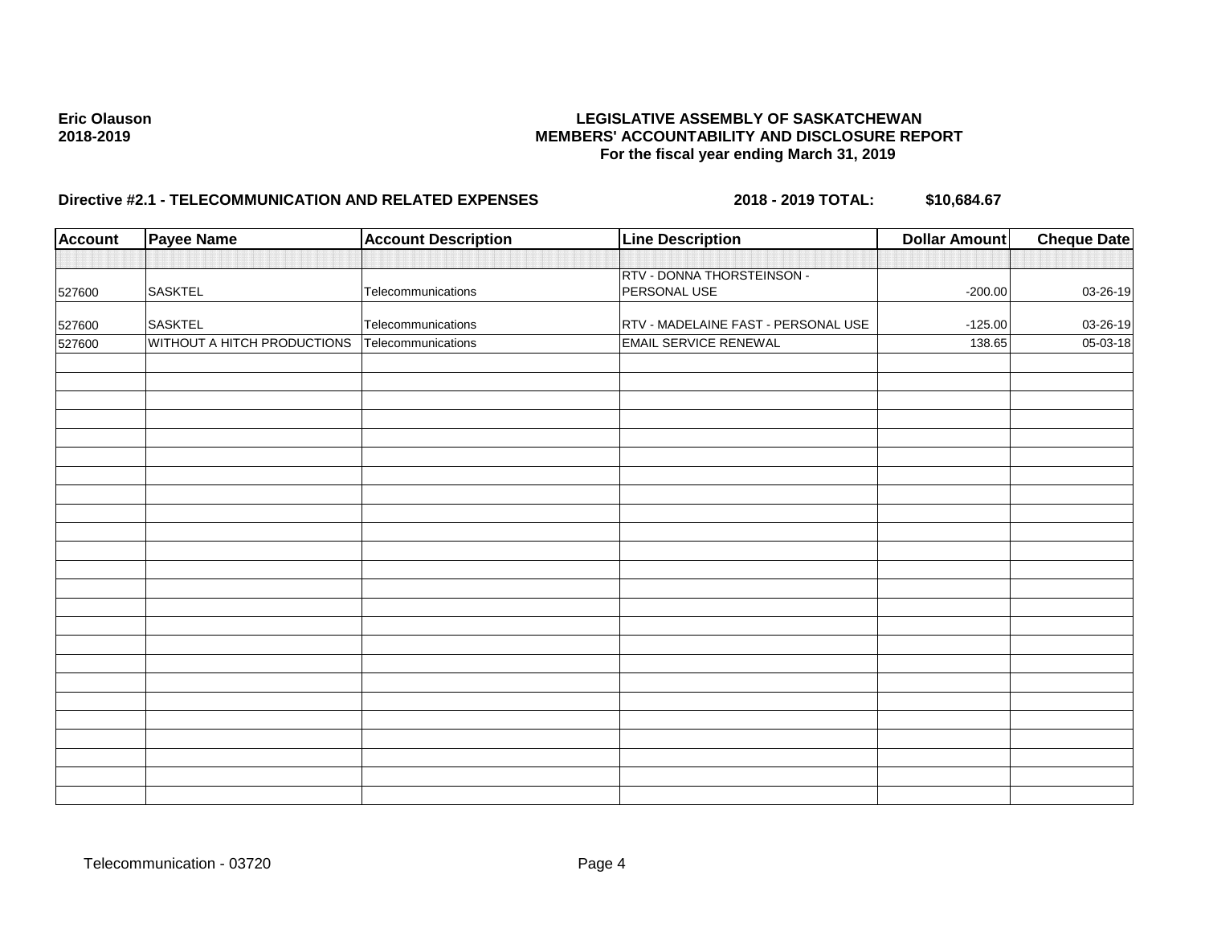**Eric Olauson**
**2018-2019**

**LEGISLATIVE ASSEMBLY OF SASKATCHEWAN**
**MEMBERS' ACCOUNTABILITY AND DISCLOSURE REPORT**
**For the fiscal year ending March 31, 2019**

**Directive #2.1 - TELECOMMUNICATION AND RELATED EXPENSES** **2018 - 2019 TOTAL: $10,684.67**

| Account | Payee Name | Account Description | Line Description | Dollar Amount | Cheque Date |
|---|---|---|---|---|---|
| | | | | | |
| 527600 | SASKTEL | Telecommunications | RTV - DONNA THORSTEINSON - PERSONAL USE | -200.00 | 03-26-19 |
| 527600 | SASKTEL | Telecommunications | RTV - MADELAINE FAST - PERSONAL USE | -125.00 | 03-26-19 |
| 527600 | WITHOUT A HITCH PRODUCTIONS | Telecommunications | EMAIL SERVICE RENEWAL | 138.65 | 05-03-18 |

Telecommunication - 03720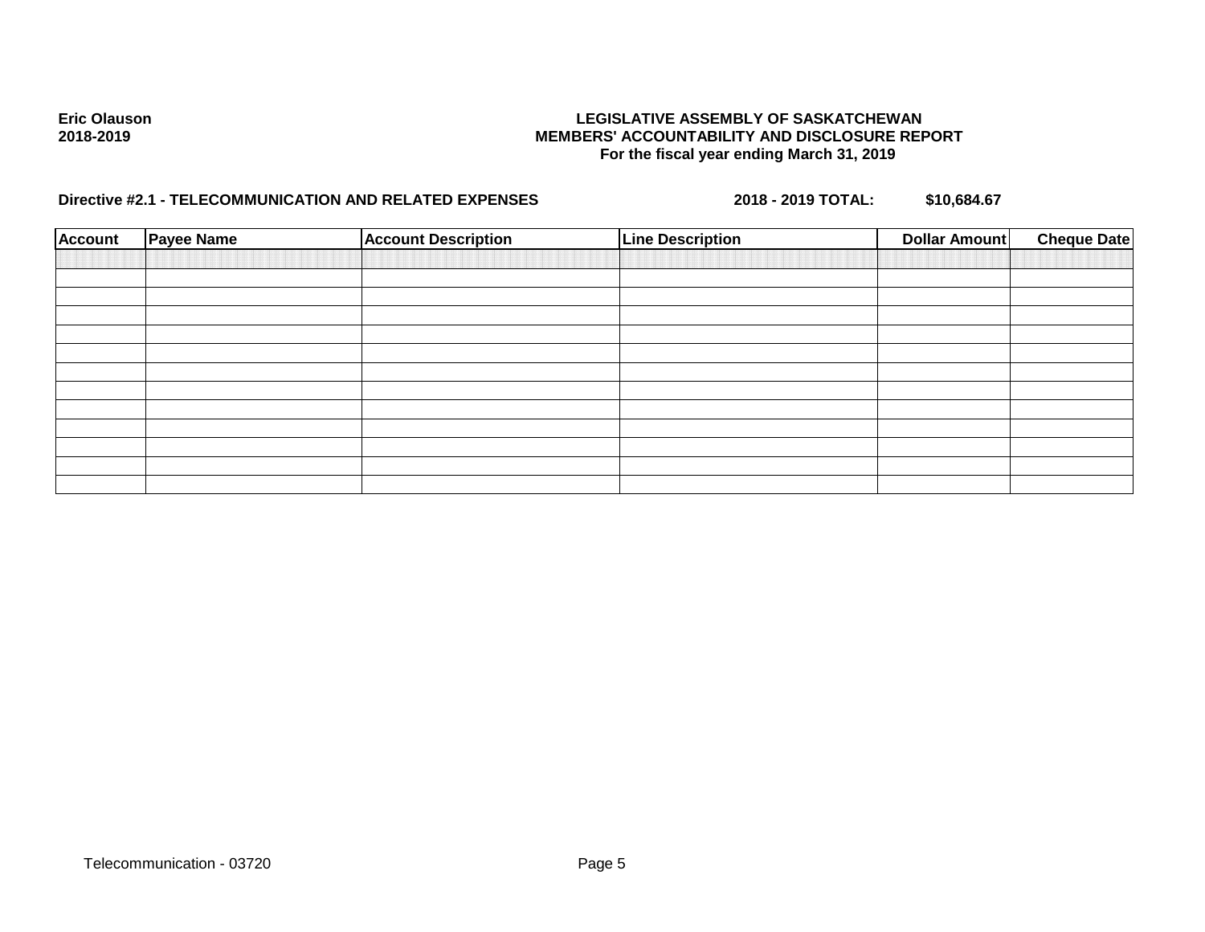**Eric Olauson**
**2018-2019**

**LEGISLATIVE ASSEMBLY OF SASKATCHEWAN**
**MEMBERS' ACCOUNTABILITY AND DISCLOSURE REPORT**
**For the fiscal year ending March 31, 2019**

**Directive #2.1 - TELECOMMUNICATION AND RELATED EXPENSES** **2018 - 2019 TOTAL:** **$10,684.67**

| Account | Payee Name | Account Description | Line Description | Dollar Amount | Cheque Date |
|---|---|---|---|---|---|
| | | | | | |
| | | | | | |
| | | | | | |
| | | | | | |
| | | | | | |
| | | | | | |
| | | | | | |
| | | | | | |
| | | | | | |
| | | | | | |
| | | | | | |
| | | | | | |
| | | | | | |

Telecommunication - 03720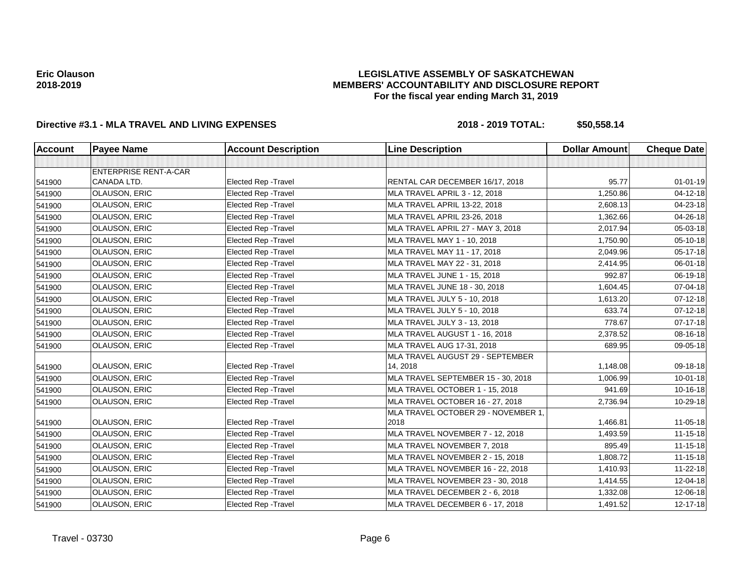**Eric Olauson**
**2018-2019**

**LEGISLATIVE ASSEMBLY OF SASKATCHEWAN**
**MEMBERS' ACCOUNTABILITY AND DISCLOSURE REPORT**
**For the fiscal year ending March 31, 2019**

**Directive #3.1 - MLA TRAVEL AND LIVING EXPENSES** **2018 - 2019 TOTAL: $50,558.14**

| Account | Payee Name | Account Description | Line Description | Dollar Amount | Cheque Date |
|---|---|---|---|---|---|
| | | | | | |
| 541900 | ENTERPRISE RENT-A-CAR CANADA LTD. | Elected Rep -Travel | RENTAL CAR DECEMBER 16/17, 2018 | 95.77 | 01-01-19 |
| 541900 | OLAUSON, ERIC | Elected Rep -Travel | MLA TRAVEL APRIL 3 - 12, 2018 | 1,250.86 | 04-12-18 |
| 541900 | OLAUSON, ERIC | Elected Rep -Travel | MLA TRAVEL APRIL 13-22, 2018 | 2,608.13 | 04-23-18 |
| 541900 | OLAUSON, ERIC | Elected Rep -Travel | MLA TRAVEL APRIL 23-26, 2018 | 1,362.66 | 04-26-18 |
| 541900 | OLAUSON, ERIC | Elected Rep -Travel | MLA TRAVEL APRIL 27 - MAY 3, 2018 | 2,017.94 | 05-03-18 |
| 541900 | OLAUSON, ERIC | Elected Rep -Travel | MLA TRAVEL MAY 1 - 10, 2018 | 1,750.90 | 05-10-18 |
| 541900 | OLAUSON, ERIC | Elected Rep -Travel | MLA TRAVEL MAY 11 - 17, 2018 | 2,049.96 | 05-17-18 |
| 541900 | OLAUSON, ERIC | Elected Rep -Travel | MLA TRAVEL MAY 22 - 31, 2018 | 2,414.95 | 06-01-18 |
| 541900 | OLAUSON, ERIC | Elected Rep -Travel | MLA TRAVEL JUNE 1 - 15, 2018 | 992.87 | 06-19-18 |
| 541900 | OLAUSON, ERIC | Elected Rep -Travel | MLA TRAVEL JUNE 18 - 30, 2018 | 1,604.45 | 07-04-18 |
| 541900 | OLAUSON, ERIC | Elected Rep -Travel | MLA TRAVEL JULY 5 - 10, 2018 | 1,613.20 | 07-12-18 |
| 541900 | OLAUSON, ERIC | Elected Rep -Travel | MLA TRAVEL JULY 5 - 10, 2018 | 633.74 | 07-12-18 |
| 541900 | OLAUSON, ERIC | Elected Rep -Travel | MLA TRAVEL JULY 3 - 13, 2018 | 778.67 | 07-17-18 |
| 541900 | OLAUSON, ERIC | Elected Rep -Travel | MLA TRAVEL AUGUST 1 - 16, 2018 | 2,378.52 | 08-16-18 |
| 541900 | OLAUSON, ERIC | Elected Rep -Travel | MLA TRAVEL AUG 17-31, 2018 | 689.95 | 09-05-18 |
| 541900 | OLAUSON, ERIC | Elected Rep -Travel | MLA TRAVEL AUGUST 29 - SEPTEMBER 14, 2018 | 1,148.08 | 09-18-18 |
| 541900 | OLAUSON, ERIC | Elected Rep -Travel | MLA TRAVEL SEPTEMBER 15 - 30, 2018 | 1,006.99 | 10-01-18 |
| 541900 | OLAUSON, ERIC | Elected Rep -Travel | MLA TRAVEL OCTOBER 1 - 15, 2018 | 941.69 | 10-16-18 |
| 541900 | OLAUSON, ERIC | Elected Rep -Travel | MLA TRAVEL OCTOBER 16 - 27, 2018 | 2,736.94 | 10-29-18 |
| 541900 | OLAUSON, ERIC | Elected Rep -Travel | MLA TRAVEL OCTOBER 29 - NOVEMBER 1, 2018 | 1,466.81 | 11-05-18 |
| 541900 | OLAUSON, ERIC | Elected Rep -Travel | MLA TRAVEL NOVEMBER 7 - 12, 2018 | 1,493.59 | 11-15-18 |
| 541900 | OLAUSON, ERIC | Elected Rep -Travel | MLA TRAVEL NOVEMBER 7, 2018 | 895.49 | 11-15-18 |
| 541900 | OLAUSON, ERIC | Elected Rep -Travel | MLA TRAVEL NOVEMBER 2 - 15, 2018 | 1,808.72 | 11-15-18 |
| 541900 | OLAUSON, ERIC | Elected Rep -Travel | MLA TRAVEL NOVEMBER 16 - 22, 2018 | 1,410.93 | 11-22-18 |
| 541900 | OLAUSON, ERIC | Elected Rep -Travel | MLA TRAVEL NOVEMBER 23 - 30, 2018 | 1,414.55 | 12-04-18 |
| 541900 | OLAUSON, ERIC | Elected Rep -Travel | MLA TRAVEL DECEMBER 2 - 6, 2018 | 1,332.08 | 12-06-18 |
| 541900 | OLAUSON, ERIC | Elected Rep -Travel | MLA TRAVEL DECEMBER 6 - 17, 2018 | 1,491.52 | 12-17-18 |

Travel - 03730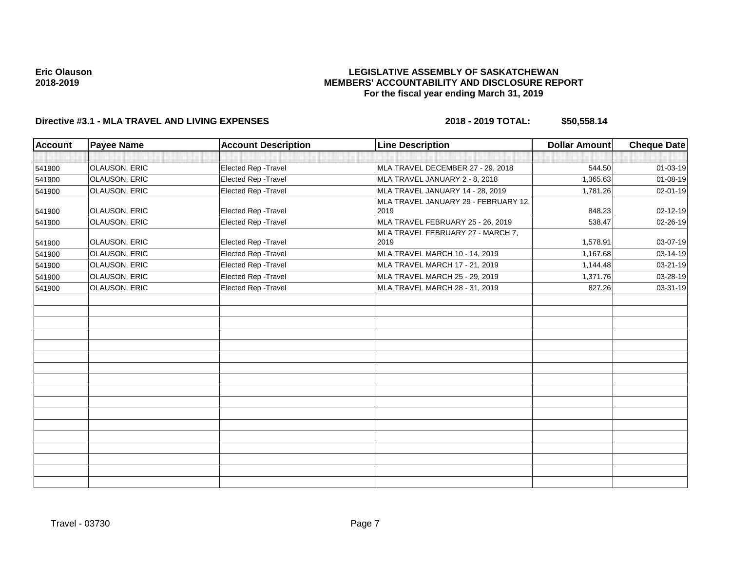**Eric Olauson**
**2018-2019**

**LEGISLATIVE ASSEMBLY OF SASKATCHEWAN**
**MEMBERS' ACCOUNTABILITY AND DISCLOSURE REPORT**
**For the fiscal year ending March 31, 2019**

**Directive #3.1 - MLA TRAVEL AND LIVING EXPENSES** **2018 - 2019 TOTAL: $50,558.14**

| Account | Payee Name | Account Description | Line Description | Dollar Amount | Cheque Date |
|---|---|---|---|---|---|
| | | | | | |
| 541900 | OLAUSON, ERIC | Elected Rep -Travel | MLA TRAVEL DECEMBER 27 - 29, 2018 | 544.50 | 01-03-19 |
| 541900 | OLAUSON, ERIC | Elected Rep -Travel | MLA TRAVEL JANUARY 2 - 8, 2018 | 1,365.63 | 01-08-19 |
| 541900 | OLAUSON, ERIC | Elected Rep -Travel | MLA TRAVEL JANUARY 14 - 28, 2019 | 1,781.26 | 02-01-19 |
| 541900 | OLAUSON, ERIC | Elected Rep -Travel | MLA TRAVEL JANUARY 29 - FEBRUARY 12, 2019 | 848.23 | 02-12-19 |
| 541900 | OLAUSON, ERIC | Elected Rep -Travel | MLA TRAVEL FEBRUARY 25 - 26, 2019 | 538.47 | 02-26-19 |
| 541900 | OLAUSON, ERIC | Elected Rep -Travel | MLA TRAVEL FEBRUARY 27 - MARCH 7, 2019 | 1,578.91 | 03-07-19 |
| 541900 | OLAUSON, ERIC | Elected Rep -Travel | MLA TRAVEL MARCH 10 - 14, 2019 | 1,167.68 | 03-14-19 |
| 541900 | OLAUSON, ERIC | Elected Rep -Travel | MLA TRAVEL MARCH 17 - 21, 2019 | 1,144.48 | 03-21-19 |
| 541900 | OLAUSON, ERIC | Elected Rep -Travel | MLA TRAVEL MARCH 25 - 29, 2019 | 1,371.76 | 03-28-19 |
| 541900 | OLAUSON, ERIC | Elected Rep -Travel | MLA TRAVEL MARCH 28 - 31, 2019 | 827.26 | 03-31-19 |

Travel - 03730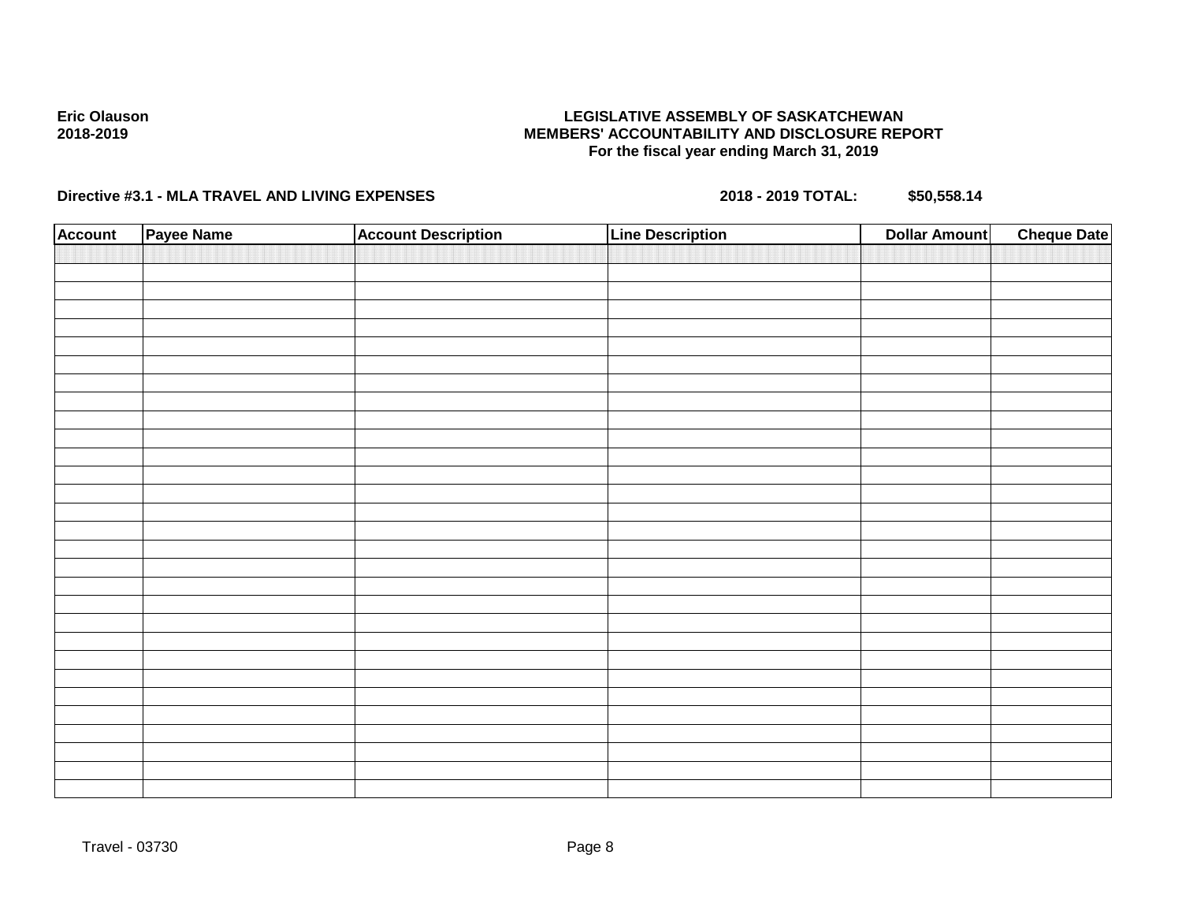**Eric Olauson**
**2018-2019**

**LEGISLATIVE ASSEMBLY OF SASKATCHEWAN**
**MEMBERS' ACCOUNTABILITY AND DISCLOSURE REPORT**
**For the fiscal year ending March 31, 2019**

**Directive #3.1 - MLA TRAVEL AND LIVING EXPENSES** **2018 - 2019 TOTAL: $50,558.14**

| Account | Payee Name | Account Description | Line Description | Dollar Amount | Cheque Date |
|---|---|---|---|---|---|
| | | | | | |

Travel - 03730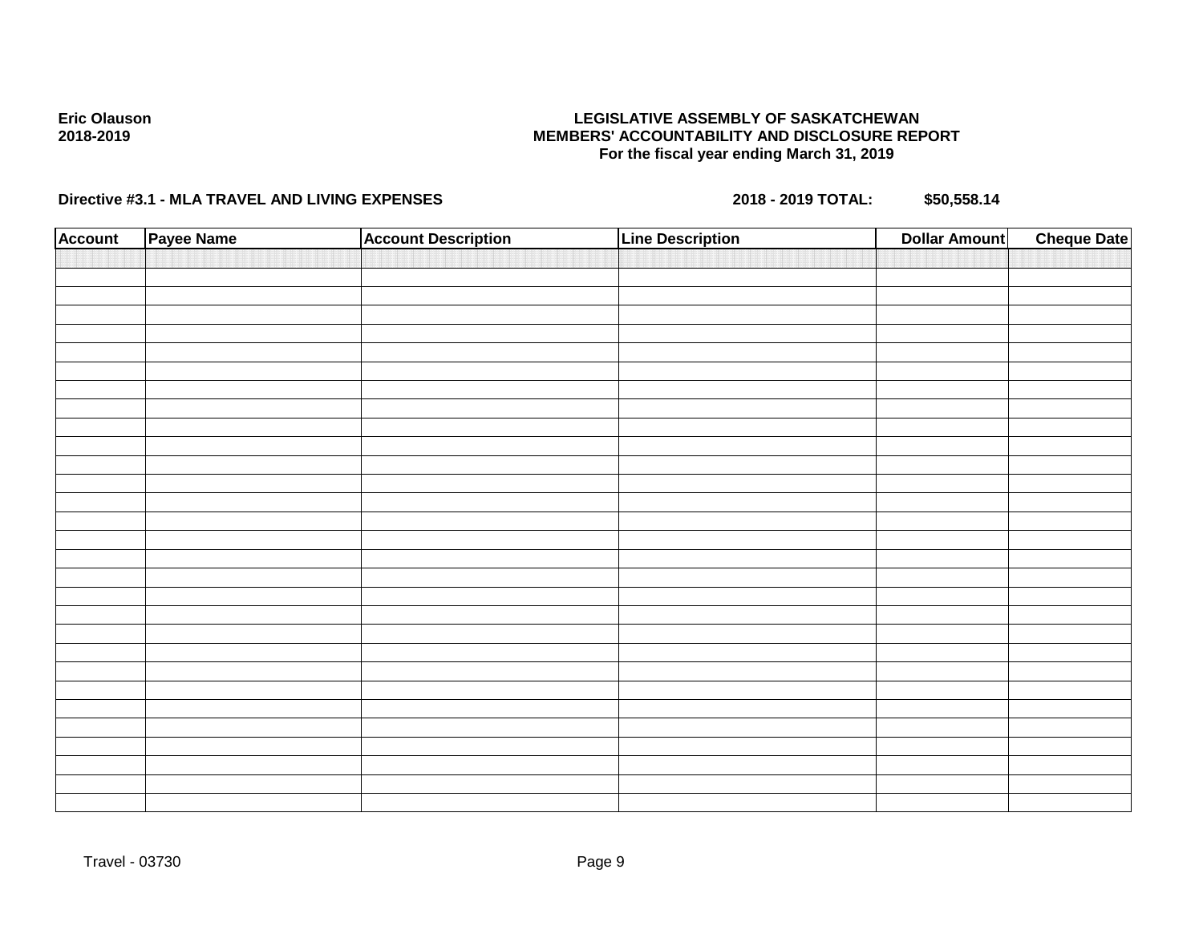**Eric Olauson**
**2018-2019**

**LEGISLATIVE ASSEMBLY OF SASKATCHEWAN**
**MEMBERS' ACCOUNTABILITY AND DISCLOSURE REPORT**
**For the fiscal year ending March 31, 2019**

**Directive #3.1 - MLA TRAVEL AND LIVING EXPENSES** **2018 - 2019 TOTAL: $50,558.14**

| Account | Payee Name | Account Description | Line Description | Dollar Amount | Cheque Date |
|---|---|---|---|---|---|
| | | | | | |

Travel - 03730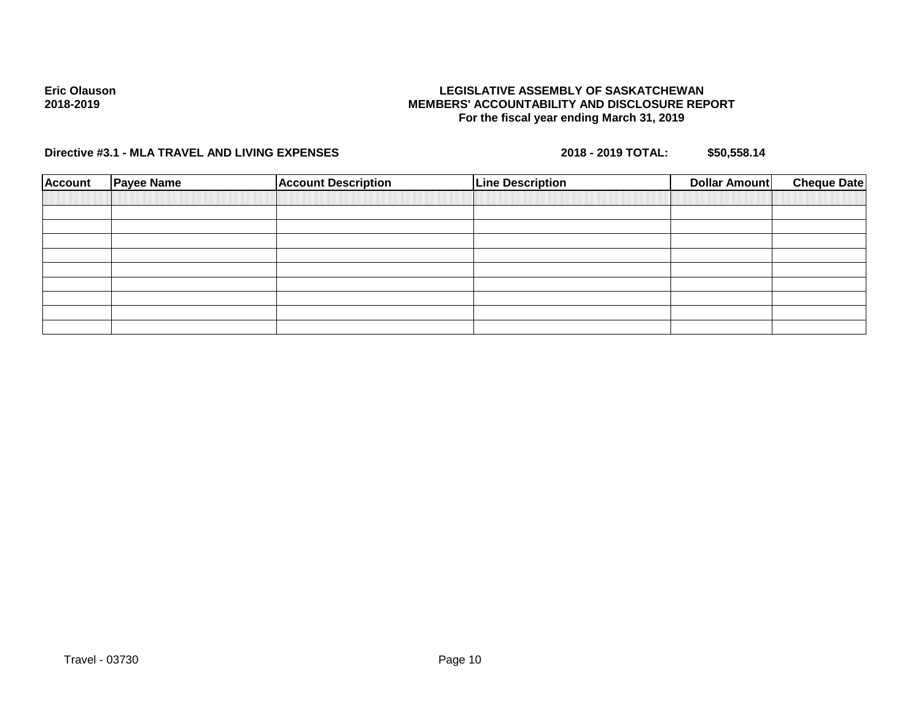**Eric Olauson**
**2018-2019**

**LEGISLATIVE ASSEMBLY OF SASKATCHEWAN**
**MEMBERS' ACCOUNTABILITY AND DISCLOSURE REPORT**
**For the fiscal year ending March 31, 2019**

**Directive #3.1 - MLA TRAVEL AND LIVING EXPENSES** **2018 - 2019 TOTAL: $50,558.14**

| Account | Payee Name | Account Description | Line Description | Dollar Amount | Cheque Date |
|---|---|---|---|---|---|
| | | | | | |
| | | | | | |
| | | | | | |
| | | | | | |
| | | | | | |
| | | | | | |
| | | | | | |
| | | | | | |
| | | | | | |

Travel - 03730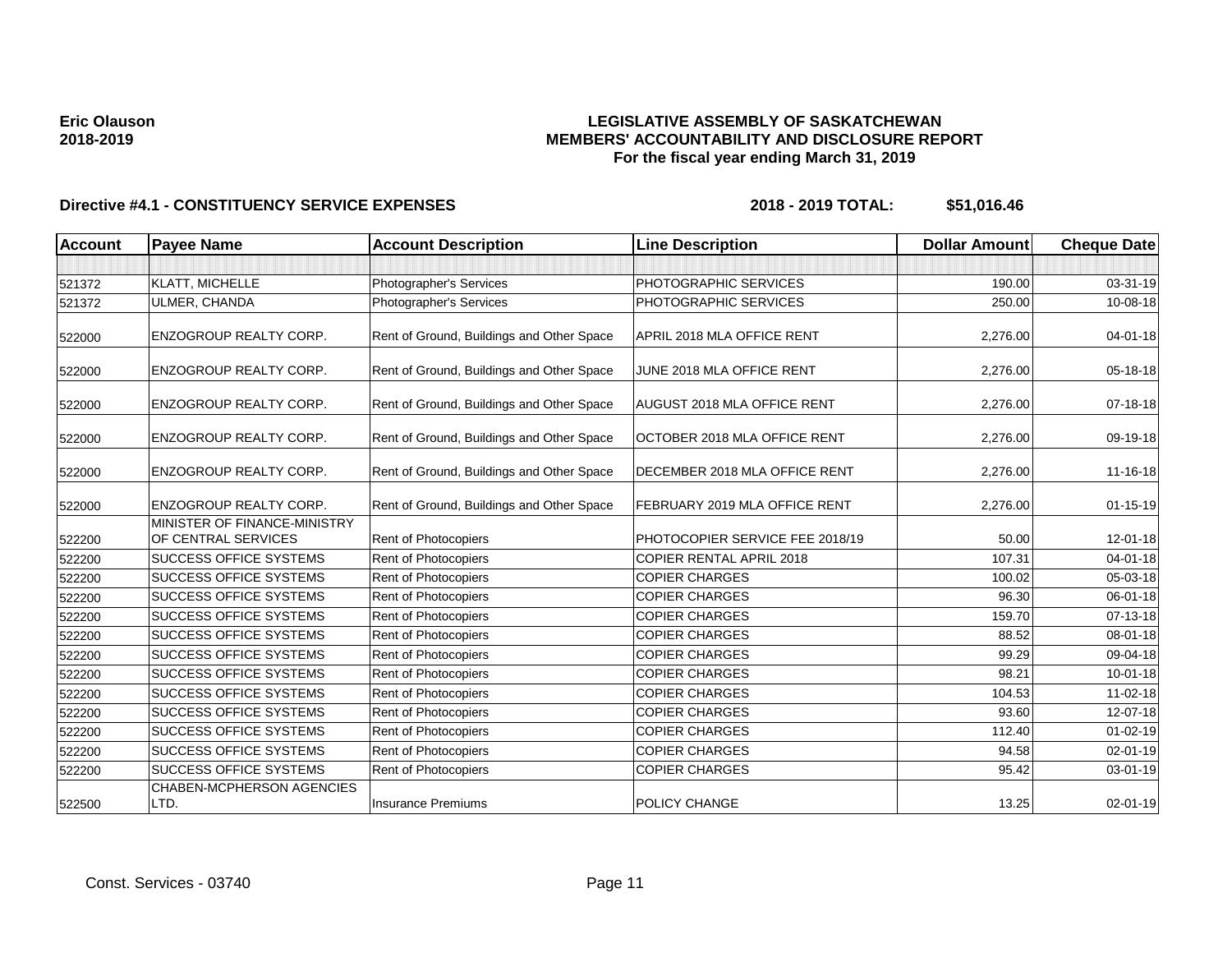**Eric Olauson**
**2018-2019**

**LEGISLATIVE ASSEMBLY OF SASKATCHEWAN**
**MEMBERS' ACCOUNTABILITY AND DISCLOSURE REPORT**
**For the fiscal year ending March 31, 2019**

**Directive #4.1 - CONSTITUENCY SERVICE EXPENSES** **2018 - 2019 TOTAL: $51,016.46**

| Account | Payee Name | Account Description | Line Description | Dollar Amount | Cheque Date |
|---|---|---|---|---|---|
| | | | | | |
| 521372 | KLATT, MICHELLE | Photographer's Services | PHOTOGRAPHIC SERVICES | 190.00 | 03-31-19 |
| 521372 | ULMER, CHANDA | Photographer's Services | PHOTOGRAPHIC SERVICES | 250.00 | 10-08-18 |
| 522000 | ENZOGROUP REALTY CORP. | Rent of Ground, Buildings and Other Space | APRIL 2018 MLA OFFICE RENT | 2,276.00 | 04-01-18 |
| 522000 | ENZOGROUP REALTY CORP. | Rent of Ground, Buildings and Other Space | JUNE 2018 MLA OFFICE RENT | 2,276.00 | 05-18-18 |
| 522000 | ENZOGROUP REALTY CORP. | Rent of Ground, Buildings and Other Space | AUGUST 2018 MLA OFFICE RENT | 2,276.00 | 07-18-18 |
| 522000 | ENZOGROUP REALTY CORP. | Rent of Ground, Buildings and Other Space | OCTOBER 2018 MLA OFFICE RENT | 2,276.00 | 09-19-18 |
| 522000 | ENZOGROUP REALTY CORP. | Rent of Ground, Buildings and Other Space | DECEMBER 2018 MLA OFFICE RENT | 2,276.00 | 11-16-18 |
| 522000 | ENZOGROUP REALTY CORP. | Rent of Ground, Buildings and Other Space | FEBRUARY 2019 MLA OFFICE RENT | 2,276.00 | 01-15-19 |
| 522200 | MINISTER OF FINANCE-MINISTRY OF CENTRAL SERVICES | Rent of Photocopiers | PHOTOCOPIER SERVICE FEE 2018/19 | 50.00 | 12-01-18 |
| 522200 | SUCCESS OFFICE SYSTEMS | Rent of Photocopiers | COPIER RENTAL APRIL 2018 | 107.31 | 04-01-18 |
| 522200 | SUCCESS OFFICE SYSTEMS | Rent of Photocopiers | COPIER CHARGES | 100.02 | 05-03-18 |
| 522200 | SUCCESS OFFICE SYSTEMS | Rent of Photocopiers | COPIER CHARGES | 96.30 | 06-01-18 |
| 522200 | SUCCESS OFFICE SYSTEMS | Rent of Photocopiers | COPIER CHARGES | 159.70 | 07-13-18 |
| 522200 | SUCCESS OFFICE SYSTEMS | Rent of Photocopiers | COPIER CHARGES | 88.52 | 08-01-18 |
| 522200 | SUCCESS OFFICE SYSTEMS | Rent of Photocopiers | COPIER CHARGES | 99.29 | 09-04-18 |
| 522200 | SUCCESS OFFICE SYSTEMS | Rent of Photocopiers | COPIER CHARGES | 98.21 | 10-01-18 |
| 522200 | SUCCESS OFFICE SYSTEMS | Rent of Photocopiers | COPIER CHARGES | 104.53 | 11-02-18 |
| 522200 | SUCCESS OFFICE SYSTEMS | Rent of Photocopiers | COPIER CHARGES | 93.60 | 12-07-18 |
| 522200 | SUCCESS OFFICE SYSTEMS | Rent of Photocopiers | COPIER CHARGES | 112.40 | 01-02-19 |
| 522200 | SUCCESS OFFICE SYSTEMS | Rent of Photocopiers | COPIER CHARGES | 94.58 | 02-01-19 |
| 522200 | SUCCESS OFFICE SYSTEMS | Rent of Photocopiers | COPIER CHARGES | 95.42 | 03-01-19 |
| 522500 | CHABEN-MCPHERSON AGENCIES LTD. | Insurance Premiums | POLICY CHANGE | 13.25 | 02-01-19 |

Const. Services - 03740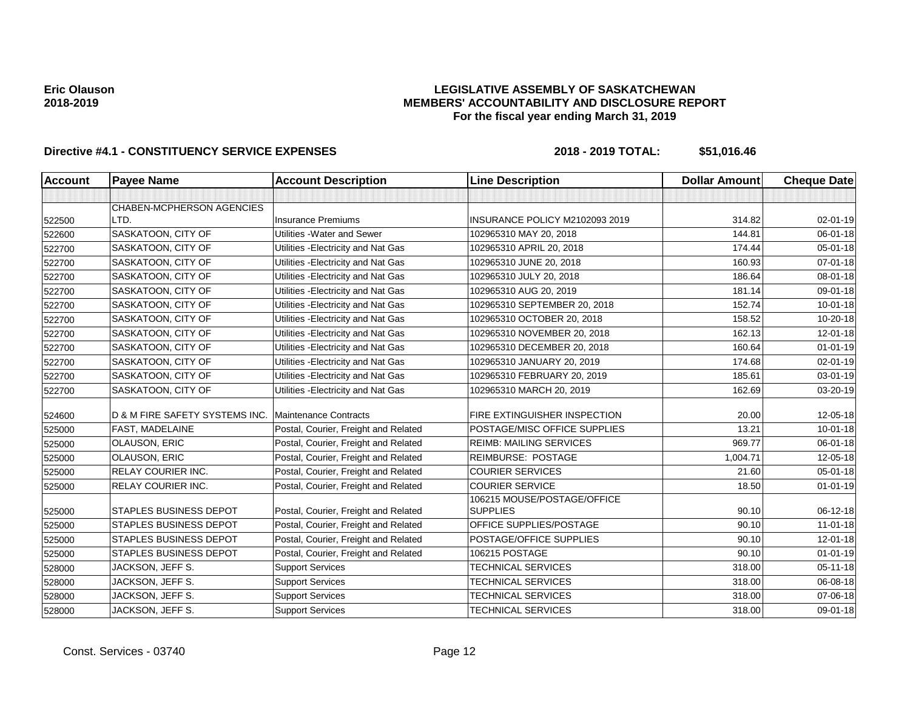**Eric Olauson**
**2018-2019**

**LEGISLATIVE ASSEMBLY OF SASKATCHEWAN**
**MEMBERS' ACCOUNTABILITY AND DISCLOSURE REPORT**
**For the fiscal year ending March 31, 2019**

**Directive #4.1 - CONSTITUENCY SERVICE EXPENSES** **2018 - 2019 TOTAL: $51,016.46**

| Account | Payee Name | Account Description | Line Description | Dollar Amount | Cheque Date |
|---|---|---|---|---|---|
| | | | | | |
| 522500 | CHABEN-MCPHERSON AGENCIES LTD. | Insurance Premiums | INSURANCE POLICY M2102093 2019 | 314.82 | 02-01-19 |
| 522600 | SASKATOON, CITY OF | Utilities -Water and Sewer | 102965310 MAY 20, 2018 | 144.81 | 06-01-18 |
| 522700 | SASKATOON, CITY OF | Utilities -Electricity and Nat Gas | 102965310 APRIL 20, 2018 | 174.44 | 05-01-18 |
| 522700 | SASKATOON, CITY OF | Utilities -Electricity and Nat Gas | 102965310 JUNE 20, 2018 | 160.93 | 07-01-18 |
| 522700 | SASKATOON, CITY OF | Utilities -Electricity and Nat Gas | 102965310 JULY 20, 2018 | 186.64 | 08-01-18 |
| 522700 | SASKATOON, CITY OF | Utilities -Electricity and Nat Gas | 102965310 AUG 20, 2019 | 181.14 | 09-01-18 |
| 522700 | SASKATOON, CITY OF | Utilities -Electricity and Nat Gas | 102965310 SEPTEMBER 20, 2018 | 152.74 | 10-01-18 |
| 522700 | SASKATOON, CITY OF | Utilities -Electricity and Nat Gas | 102965310 OCTOBER 20, 2018 | 158.52 | 10-20-18 |
| 522700 | SASKATOON, CITY OF | Utilities -Electricity and Nat Gas | 102965310 NOVEMBER 20, 2018 | 162.13 | 12-01-18 |
| 522700 | SASKATOON, CITY OF | Utilities -Electricity and Nat Gas | 102965310 DECEMBER 20, 2018 | 160.64 | 01-01-19 |
| 522700 | SASKATOON, CITY OF | Utilities -Electricity and Nat Gas | 102965310 JANUARY 20, 2019 | 174.68 | 02-01-19 |
| 522700 | SASKATOON, CITY OF | Utilities -Electricity and Nat Gas | 102965310 FEBRUARY 20, 2019 | 185.61 | 03-01-19 |
| 522700 | SASKATOON, CITY OF | Utilities -Electricity and Nat Gas | 102965310 MARCH 20, 2019 | 162.69 | 03-20-19 |
| 524600 | D & M FIRE SAFETY SYSTEMS INC. | Maintenance Contracts | FIRE EXTINGUISHER INSPECTION | 20.00 | 12-05-18 |
| 525000 | FAST, MADELAINE | Postal, Courier, Freight and Related | POSTAGE/MISC OFFICE SUPPLIES | 13.21 | 10-01-18 |
| 525000 | OLAUSON, ERIC | Postal, Courier, Freight and Related | REIMB: MAILING SERVICES | 969.77 | 06-01-18 |
| 525000 | OLAUSON, ERIC | Postal, Courier, Freight and Related | REIMBURSE: POSTAGE | 1,004.71 | 12-05-18 |
| 525000 | RELAY COURIER INC. | Postal, Courier, Freight and Related | COURIER SERVICES | 21.60 | 05-01-18 |
| 525000 | RELAY COURIER INC. | Postal, Courier, Freight and Related | COURIER SERVICE | 18.50 | 01-01-19 |
| 525000 | STAPLES BUSINESS DEPOT | Postal, Courier, Freight and Related | 106215 MOUSE/POSTAGE/OFFICE SUPPLIES | 90.10 | 06-12-18 |
| 525000 | STAPLES BUSINESS DEPOT | Postal, Courier, Freight and Related | OFFICE SUPPLIES/POSTAGE | 90.10 | 11-01-18 |
| 525000 | STAPLES BUSINESS DEPOT | Postal, Courier, Freight and Related | POSTAGE/OFFICE SUPPLIES | 90.10 | 12-01-18 |
| 525000 | STAPLES BUSINESS DEPOT | Postal, Courier, Freight and Related | 106215 POSTAGE | 90.10 | 01-01-19 |
| 528000 | JACKSON, JEFF S. | Support Services | TECHNICAL SERVICES | 318.00 | 05-11-18 |
| 528000 | JACKSON, JEFF S. | Support Services | TECHNICAL SERVICES | 318.00 | 06-08-18 |
| 528000 | JACKSON, JEFF S. | Support Services | TECHNICAL SERVICES | 318.00 | 07-06-18 |
| 528000 | JACKSON, JEFF S. | Support Services | TECHNICAL SERVICES | 318.00 | 09-01-18 |

Const. Services - 03740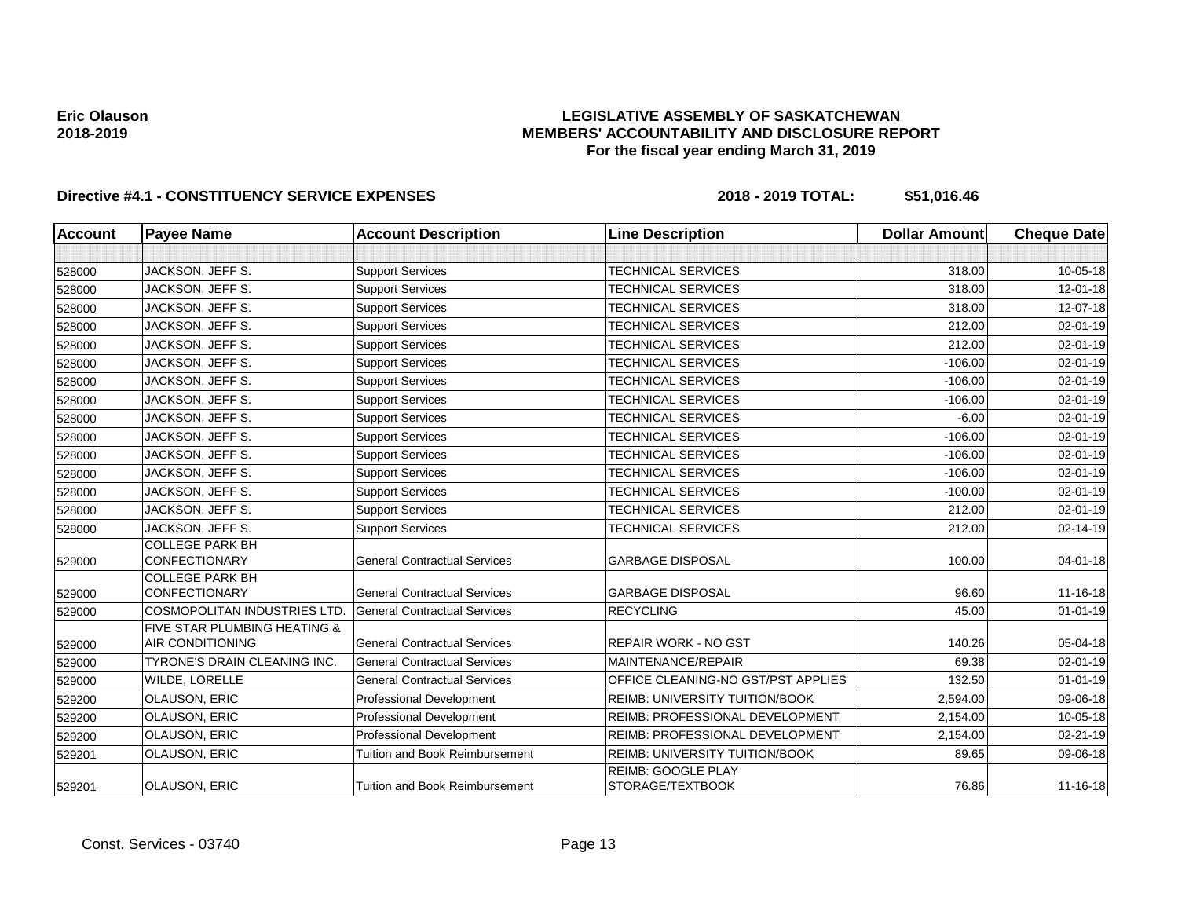**Eric Olauson**
**2018-2019**

**LEGISLATIVE ASSEMBLY OF SASKATCHEWAN**
**MEMBERS' ACCOUNTABILITY AND DISCLOSURE REPORT**
**For the fiscal year ending March 31, 2019**

**Directive #4.1 - CONSTITUENCY SERVICE EXPENSES** **2018 - 2019 TOTAL: $51,016.46**

| Account | Payee Name | Account Description | Line Description | Dollar Amount | Cheque Date |
|---|---|---|---|---|---|
| | | | | | |
| 528000 | JACKSON, JEFF S. | Support Services | TECHNICAL SERVICES | 318.00 | 10-05-18 |
| 528000 | JACKSON, JEFF S. | Support Services | TECHNICAL SERVICES | 318.00 | 12-01-18 |
| 528000 | JACKSON, JEFF S. | Support Services | TECHNICAL SERVICES | 318.00 | 12-07-18 |
| 528000 | JACKSON, JEFF S. | Support Services | TECHNICAL SERVICES | 212.00 | 02-01-19 |
| 528000 | JACKSON, JEFF S. | Support Services | TECHNICAL SERVICES | 212.00 | 02-01-19 |
| 528000 | JACKSON, JEFF S. | Support Services | TECHNICAL SERVICES | -106.00 | 02-01-19 |
| 528000 | JACKSON, JEFF S. | Support Services | TECHNICAL SERVICES | -106.00 | 02-01-19 |
| 528000 | JACKSON, JEFF S. | Support Services | TECHNICAL SERVICES | -106.00 | 02-01-19 |
| 528000 | JACKSON, JEFF S. | Support Services | TECHNICAL SERVICES | -6.00 | 02-01-19 |
| 528000 | JACKSON, JEFF S. | Support Services | TECHNICAL SERVICES | -106.00 | 02-01-19 |
| 528000 | JACKSON, JEFF S. | Support Services | TECHNICAL SERVICES | -106.00 | 02-01-19 |
| 528000 | JACKSON, JEFF S. | Support Services | TECHNICAL SERVICES | -106.00 | 02-01-19 |
| 528000 | JACKSON, JEFF S. | Support Services | TECHNICAL SERVICES | -100.00 | 02-01-19 |
| 528000 | JACKSON, JEFF S. | Support Services | TECHNICAL SERVICES | 212.00 | 02-01-19 |
| 528000 | JACKSON, JEFF S. | Support Services | TECHNICAL SERVICES | 212.00 | 02-14-19 |
| 529000 | COLLEGE PARK BH CONFECTIONARY | General Contractual Services | GARBAGE DISPOSAL | 100.00 | 04-01-18 |
| 529000 | COLLEGE PARK BH CONFECTIONARY | General Contractual Services | GARBAGE DISPOSAL | 96.60 | 11-16-18 |
| 529000 | COSMOPOLITAN INDUSTRIES LTD. | General Contractual Services | RECYCLING | 45.00 | 01-01-19 |
| 529000 | FIVE STAR PLUMBING HEATING & AIR CONDITIONING | General Contractual Services | REPAIR WORK - NO GST | 140.26 | 05-04-18 |
| 529000 | TYRONE'S DRAIN CLEANING INC. | General Contractual Services | MAINTENANCE/REPAIR | 69.38 | 02-01-19 |
| 529000 | WILDE, LORELLE | General Contractual Services | OFFICE CLEANING-NO GST/PST APPLIES | 132.50 | 01-01-19 |
| 529200 | OLAUSON, ERIC | Professional Development | REIMB: UNIVERSITY TUITION/BOOK | 2,594.00 | 09-06-18 |
| 529200 | OLAUSON, ERIC | Professional Development | REIMB: PROFESSIONAL DEVELOPMENT | 2,154.00 | 10-05-18 |
| 529200 | OLAUSON, ERIC | Professional Development | REIMB: PROFESSIONAL DEVELOPMENT | 2,154.00 | 02-21-19 |
| 529201 | OLAUSON, ERIC | Tuition and Book Reimbursement | REIMB: UNIVERSITY TUITION/BOOK | 89.65 | 09-06-18 |
| 529201 | OLAUSON, ERIC | Tuition and Book Reimbursement | REIMB: GOOGLE PLAY STORAGE/TEXTBOOK | 76.86 | 11-16-18 |

Const. Services - 03740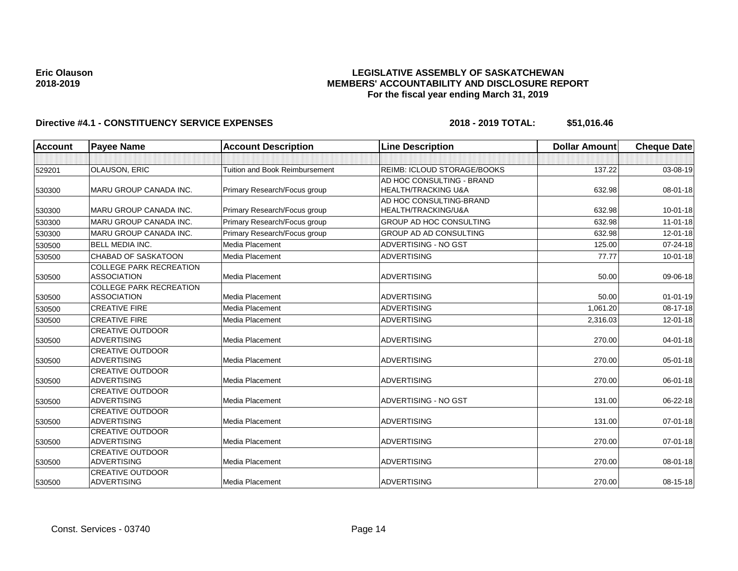Eric Olauson
2018-2019

**LEGISLATIVE ASSEMBLY OF SASKATCHEWAN**
**MEMBERS' ACCOUNTABILITY AND DISCLOSURE REPORT**
**For the fiscal year ending March 31, 2019**

**Directive #4.1 - CONSTITUENCY SERVICE EXPENSES** **2018 - 2019 TOTAL: $51,016.46**

| Account | Payee Name | Account Description | Line Description | Dollar Amount | Cheque Date |
|---|---|---|---|---|---|
| | | | | | |
| 529201 | OLAUSON, ERIC | Tuition and Book Reimbursement | REIMB: ICLOUD STORAGE/BOOKS | 137.22 | 03-08-19 |
| 530300 | MARU GROUP CANADA INC. | Primary Research/Focus group | AD HOC CONSULTING - BRAND HEALTH/TRACKING U&A | 632.98 | 08-01-18 |
| 530300 | MARU GROUP CANADA INC. | Primary Research/Focus group | AD HOC CONSULTING-BRAND HEALTH/TRACKING/U&A | 632.98 | 10-01-18 |
| 530300 | MARU GROUP CANADA INC. | Primary Research/Focus group | GROUP AD HOC CONSULTING | 632.98 | 11-01-18 |
| 530300 | MARU GROUP CANADA INC. | Primary Research/Focus group | GROUP AD AD CONSULTING | 632.98 | 12-01-18 |
| 530500 | BELL MEDIA INC. | Media Placement | ADVERTISING - NO GST | 125.00 | 07-24-18 |
| 530500 | CHABAD OF SASKATOON | Media Placement | ADVERTISING | 77.77 | 10-01-18 |
| 530500 | COLLEGE PARK RECREATION ASSOCIATION | Media Placement | ADVERTISING | 50.00 | 09-06-18 |
| 530500 | COLLEGE PARK RECREATION ASSOCIATION | Media Placement | ADVERTISING | 50.00 | 01-01-19 |
| 530500 | CREATIVE FIRE | Media Placement | ADVERTISING | 1,061.20 | 08-17-18 |
| 530500 | CREATIVE FIRE | Media Placement | ADVERTISING | 2,316.03 | 12-01-18 |
| 530500 | CREATIVE OUTDOOR ADVERTISING | Media Placement | ADVERTISING | 270.00 | 04-01-18 |
| 530500 | CREATIVE OUTDOOR ADVERTISING | Media Placement | ADVERTISING | 270.00 | 05-01-18 |
| 530500 | CREATIVE OUTDOOR ADVERTISING | Media Placement | ADVERTISING | 270.00 | 06-01-18 |
| 530500 | CREATIVE OUTDOOR ADVERTISING | Media Placement | ADVERTISING - NO GST | 131.00 | 06-22-18 |
| 530500 | CREATIVE OUTDOOR ADVERTISING | Media Placement | ADVERTISING | 131.00 | 07-01-18 |
| 530500 | CREATIVE OUTDOOR ADVERTISING | Media Placement | ADVERTISING | 270.00 | 07-01-18 |
| 530500 | CREATIVE OUTDOOR ADVERTISING | Media Placement | ADVERTISING | 270.00 | 08-01-18 |
| 530500 | CREATIVE OUTDOOR ADVERTISING | Media Placement | ADVERTISING | 270.00 | 08-15-18 |

Const. Services - 03740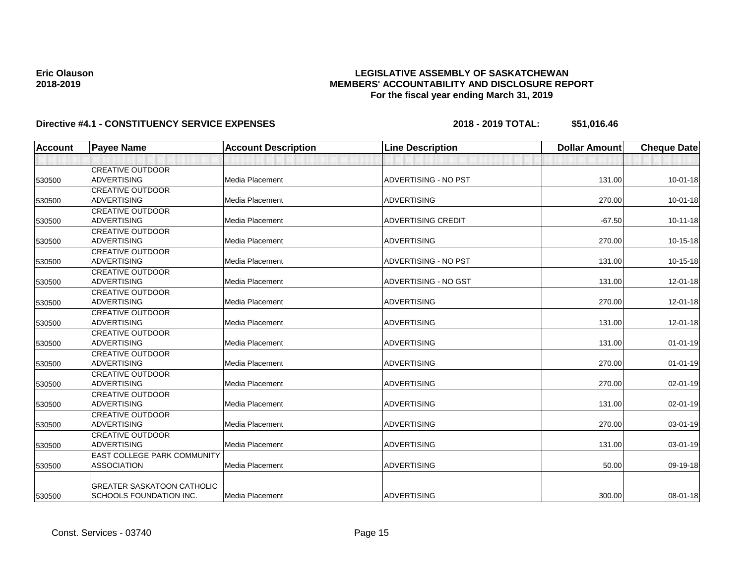**Eric Olauson**
**2018-2019**

**LEGISLATIVE ASSEMBLY OF SASKATCHEWAN**
**MEMBERS' ACCOUNTABILITY AND DISCLOSURE REPORT**
**For the fiscal year ending March 31, 2019**

**Directive #4.1 - CONSTITUENCY SERVICE EXPENSES** **2018 - 2019 TOTAL: $51,016.46**

| Account | Payee Name | Account Description | Line Description | Dollar Amount | Cheque Date |
|---|---|---|---|---|---|
| | | | | | |
| 530500 | CREATIVE OUTDOOR ADVERTISING | Media Placement | ADVERTISING - NO PST | 131.00 | 10-01-18 |
| 530500 | CREATIVE OUTDOOR ADVERTISING | Media Placement | ADVERTISING | 270.00 | 10-01-18 |
| 530500 | CREATIVE OUTDOOR ADVERTISING | Media Placement | ADVERTISING CREDIT | -67.50 | 10-11-18 |
| 530500 | CREATIVE OUTDOOR ADVERTISING | Media Placement | ADVERTISING | 270.00 | 10-15-18 |
| 530500 | CREATIVE OUTDOOR ADVERTISING | Media Placement | ADVERTISING - NO PST | 131.00 | 10-15-18 |
| 530500 | CREATIVE OUTDOOR ADVERTISING | Media Placement | ADVERTISING - NO GST | 131.00 | 12-01-18 |
| 530500 | CREATIVE OUTDOOR ADVERTISING | Media Placement | ADVERTISING | 270.00 | 12-01-18 |
| 530500 | CREATIVE OUTDOOR ADVERTISING | Media Placement | ADVERTISING | 131.00 | 12-01-18 |
| 530500 | CREATIVE OUTDOOR ADVERTISING | Media Placement | ADVERTISING | 131.00 | 01-01-19 |
| 530500 | CREATIVE OUTDOOR ADVERTISING | Media Placement | ADVERTISING | 270.00 | 01-01-19 |
| 530500 | CREATIVE OUTDOOR ADVERTISING | Media Placement | ADVERTISING | 270.00 | 02-01-19 |
| 530500 | CREATIVE OUTDOOR ADVERTISING | Media Placement | ADVERTISING | 131.00 | 02-01-19 |
| 530500 | CREATIVE OUTDOOR ADVERTISING | Media Placement | ADVERTISING | 270.00 | 03-01-19 |
| 530500 | CREATIVE OUTDOOR ADVERTISING | Media Placement | ADVERTISING | 131.00 | 03-01-19 |
| 530500 | EAST COLLEGE PARK COMMUNITY ASSOCIATION | Media Placement | ADVERTISING | 50.00 | 09-19-18 |
| 530500 | GREATER SASKATOON CATHOLIC SCHOOLS FOUNDATION INC. | Media Placement | ADVERTISING | 300.00 | 08-01-18 |

Const. Services - 03740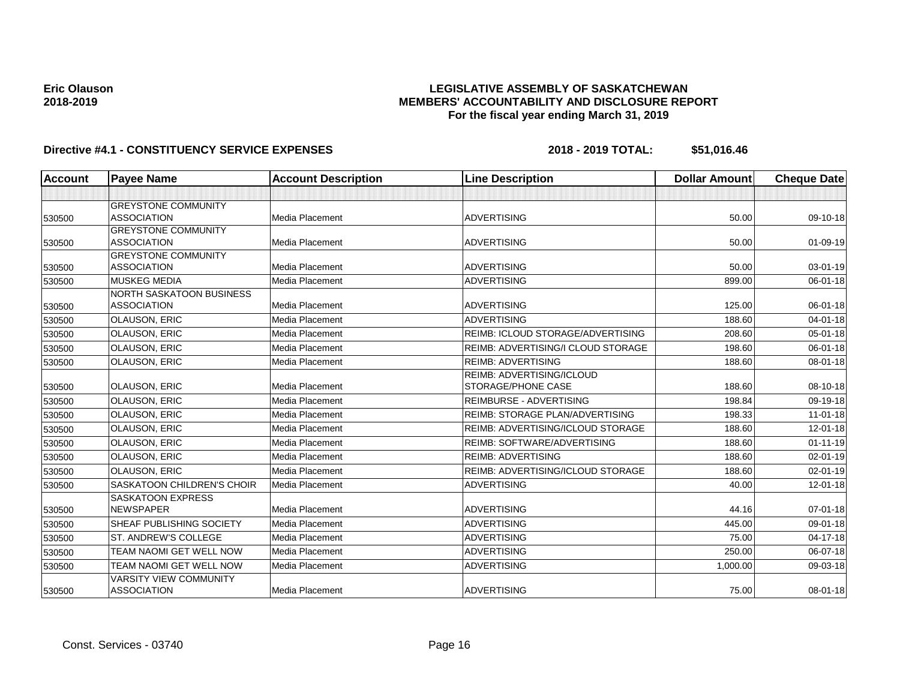**Eric Olauson**
**2018-2019**

# LEGISLATIVE ASSEMBLY OF SASKATCHEWAN
## MEMBERS' ACCOUNTABILITY AND DISCLOSURE REPORT
### For the fiscal year ending March 31, 2019

**Directive #4.1 - CONSTITUENCY SERVICE EXPENSES** **2018 - 2019 TOTAL: $51,016.46**

| Account | Payee Name | Account Description | Line Description | Dollar Amount | Cheque Date |
|---|---|---|---|---|---|
| | | | | | |
| 530500 | GREYSTONE COMMUNITY ASSOCIATION | Media Placement | ADVERTISING | 50.00 | 09-10-18 |
| 530500 | GREYSTONE COMMUNITY ASSOCIATION | Media Placement | ADVERTISING | 50.00 | 01-09-19 |
| 530500 | GREYSTONE COMMUNITY ASSOCIATION | Media Placement | ADVERTISING | 50.00 | 03-01-19 |
| 530500 | MUSKEG MEDIA | Media Placement | ADVERTISING | 899.00 | 06-01-18 |
| 530500 | NORTH SASKATOON BUSINESS ASSOCIATION | Media Placement | ADVERTISING | 125.00 | 06-01-18 |
| 530500 | OLAUSON, ERIC | Media Placement | ADVERTISING | 188.60 | 04-01-18 |
| 530500 | OLAUSON, ERIC | Media Placement | REIMB: ICLOUD STORAGE/ADVERTISING | 208.60 | 05-01-18 |
| 530500 | OLAUSON, ERIC | Media Placement | REIMB: ADVERTISING/I CLOUD STORAGE | 198.60 | 06-01-18 |
| 530500 | OLAUSON, ERIC | Media Placement | REIMB: ADVERTISING | 188.60 | 08-01-18 |
| 530500 | OLAUSON, ERIC | Media Placement | REIMB: ADVERTISING/ICLOUD STORAGE/PHONE CASE | 188.60 | 08-10-18 |
| 530500 | OLAUSON, ERIC | Media Placement | REIMBURSE - ADVERTISING | 198.84 | 09-19-18 |
| 530500 | OLAUSON, ERIC | Media Placement | REIMB: STORAGE PLAN/ADVERTISING | 198.33 | 11-01-18 |
| 530500 | OLAUSON, ERIC | Media Placement | REIMB: ADVERTISING/ICLOUD STORAGE | 188.60 | 12-01-18 |
| 530500 | OLAUSON, ERIC | Media Placement | REIMB: SOFTWARE/ADVERTISING | 188.60 | 01-11-19 |
| 530500 | OLAUSON, ERIC | Media Placement | REIMB: ADVERTISING | 188.60 | 02-01-19 |
| 530500 | OLAUSON, ERIC | Media Placement | REIMB: ADVERTISING/ICLOUD STORAGE | 188.60 | 02-01-19 |
| 530500 | SASKATOON CHILDREN'S CHOIR | Media Placement | ADVERTISING | 40.00 | 12-01-18 |
| 530500 | SASKATOON EXPRESS NEWSPAPER | Media Placement | ADVERTISING | 44.16 | 07-01-18 |
| 530500 | SHEAF PUBLISHING SOCIETY | Media Placement | ADVERTISING | 445.00 | 09-01-18 |
| 530500 | ST. ANDREW'S COLLEGE | Media Placement | ADVERTISING | 75.00 | 04-17-18 |
| 530500 | TEAM NAOMI GET WELL NOW | Media Placement | ADVERTISING | 250.00 | 06-07-18 |
| 530500 | TEAM NAOMI GET WELL NOW | Media Placement | ADVERTISING | 1,000.00 | 09-03-18 |
| 530500 | VARSITY VIEW COMMUNITY ASSOCIATION | Media Placement | ADVERTISING | 75.00 | 08-01-18 |

Const. Services - 03740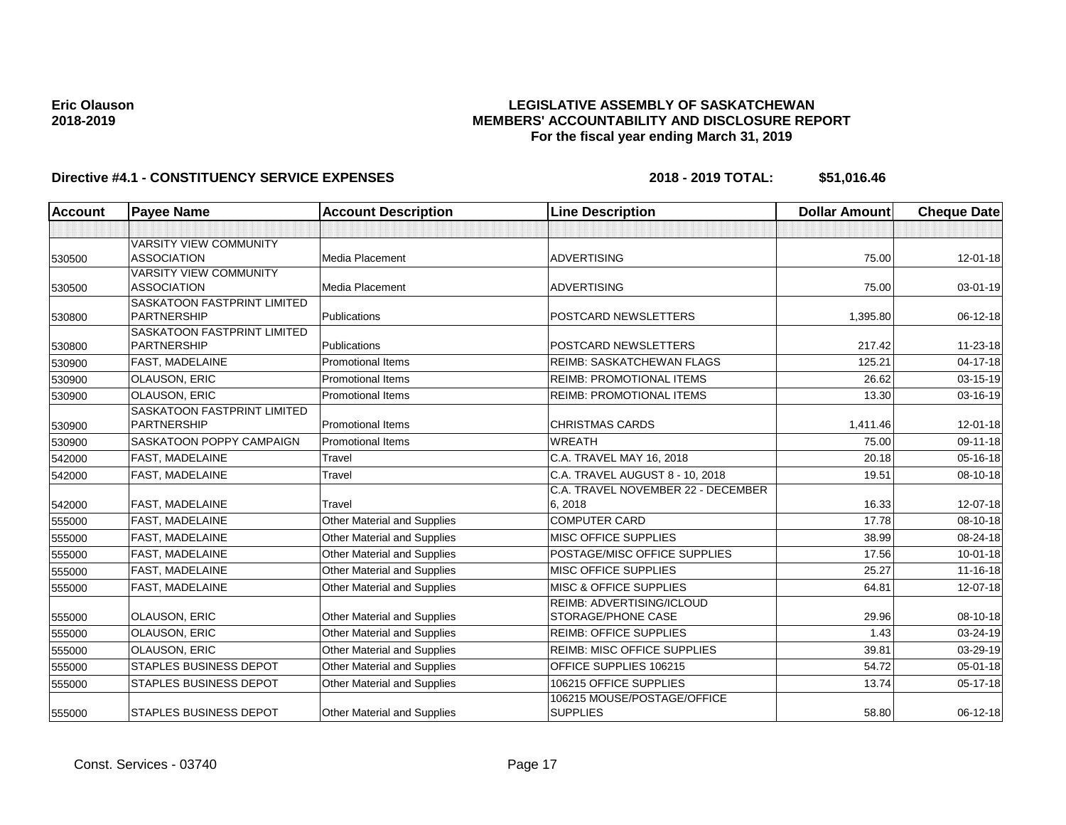**Eric Olauson**
**2018-2019**

# LEGISLATIVE ASSEMBLY OF SASKATCHEWAN
## MEMBERS' ACCOUNTABILITY AND DISCLOSURE REPORT
### For the fiscal year ending March 31, 2019

**Directive #4.1 - CONSTITUENCY SERVICE EXPENSES** **2018 - 2019 TOTAL: $51,016.46**

| Account | Payee Name | Account Description | Line Description | Dollar Amount | Cheque Date |
|---|---|---|---|---|---|
| | | | | | |
| 530500 | VARSITY VIEW COMMUNITY ASSOCIATION | Media Placement | ADVERTISING | 75.00 | 12-01-18 |
| 530500 | VARSITY VIEW COMMUNITY ASSOCIATION | Media Placement | ADVERTISING | 75.00 | 03-01-19 |
| 530800 | SASKATOON FASTPRINT LIMITED PARTNERSHIP | Publications | POSTCARD NEWSLETTERS | 1,395.80 | 06-12-18 |
| 530800 | SASKATOON FASTPRINT LIMITED PARTNERSHIP | Publications | POSTCARD NEWSLETTERS | 217.42 | 11-23-18 |
| 530900 | FAST, MADELAINE | Promotional Items | REIMB: SASKATCHEWAN FLAGS | 125.21 | 04-17-18 |
| 530900 | OLAUSON, ERIC | Promotional Items | REIMB: PROMOTIONAL ITEMS | 26.62 | 03-15-19 |
| 530900 | OLAUSON, ERIC | Promotional Items | REIMB: PROMOTIONAL ITEMS | 13.30 | 03-16-19 |
| 530900 | SASKATOON FASTPRINT LIMITED PARTNERSHIP | Promotional Items | CHRISTMAS CARDS | 1,411.46 | 12-01-18 |
| 530900 | SASKATOON POPPY CAMPAIGN | Promotional Items | WREATH | 75.00 | 09-11-18 |
| 542000 | FAST, MADELAINE | Travel | C.A. TRAVEL MAY 16, 2018 | 20.18 | 05-16-18 |
| 542000 | FAST, MADELAINE | Travel | C.A. TRAVEL AUGUST 8 - 10, 2018 | 19.51 | 08-10-18 |
| 542000 | FAST, MADELAINE | Travel | C.A. TRAVEL NOVEMBER 22 - DECEMBER 6, 2018 | 16.33 | 12-07-18 |
| 555000 | FAST, MADELAINE | Other Material and Supplies | COMPUTER CARD | 17.78 | 08-10-18 |
| 555000 | FAST, MADELAINE | Other Material and Supplies | MISC OFFICE SUPPLIES | 38.99 | 08-24-18 |
| 555000 | FAST, MADELAINE | Other Material and Supplies | POSTAGE/MISC OFFICE SUPPLIES | 17.56 | 10-01-18 |
| 555000 | FAST, MADELAINE | Other Material and Supplies | MISC OFFICE SUPPLIES | 25.27 | 11-16-18 |
| 555000 | FAST, MADELAINE | Other Material and Supplies | MISC & OFFICE SUPPLIES | 64.81 | 12-07-18 |
| 555000 | OLAUSON, ERIC | Other Material and Supplies | REIMB: ADVERTISING/ICLOUD STORAGE/PHONE CASE | 29.96 | 08-10-18 |
| 555000 | OLAUSON, ERIC | Other Material and Supplies | REIMB: OFFICE SUPPLIES | 1.43 | 03-24-19 |
| 555000 | OLAUSON, ERIC | Other Material and Supplies | REIMB: MISC OFFICE SUPPLIES | 39.81 | 03-29-19 |
| 555000 | STAPLES BUSINESS DEPOT | Other Material and Supplies | OFFICE SUPPLIES 106215 | 54.72 | 05-01-18 |
| 555000 | STAPLES BUSINESS DEPOT | Other Material and Supplies | 106215 OFFICE SUPPLIES | 13.74 | 05-17-18 |
| 555000 | STAPLES BUSINESS DEPOT | Other Material and Supplies | 106215 MOUSE/POSTAGE/OFFICE SUPPLIES | 58.80 | 06-12-18 |

Const. Services - 03740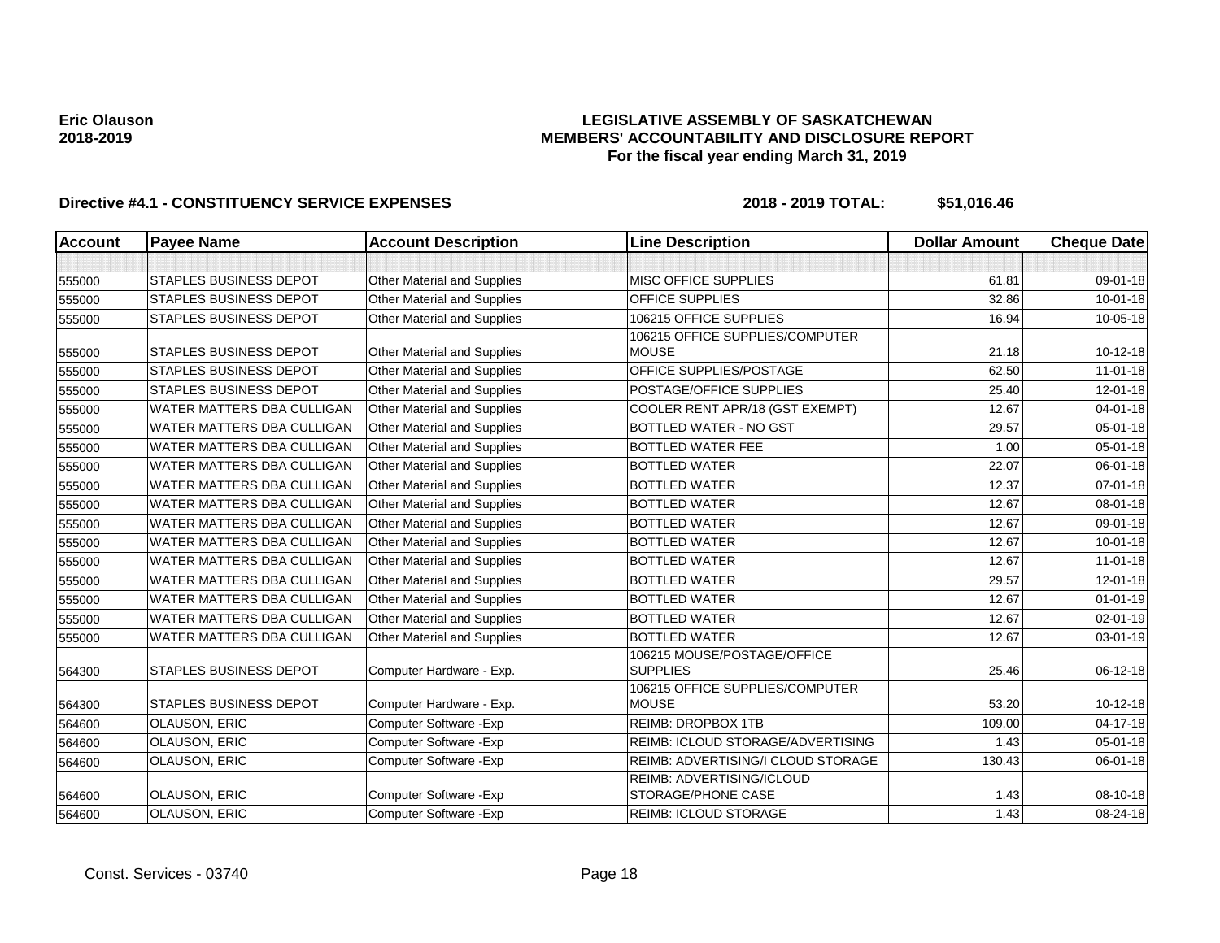**Eric Olauson**
**2018-2019**

**LEGISLATIVE ASSEMBLY OF SASKATCHEWAN**
**MEMBERS' ACCOUNTABILITY AND DISCLOSURE REPORT**
**For the fiscal year ending March 31, 2019**

**Directive #4.1 - CONSTITUENCY SERVICE EXPENSES** **2018 - 2019 TOTAL: $51,016.46**

| Account | Payee Name | Account Description | Line Description | Dollar Amount | Cheque Date |
|---|---|---|---|---|---|
| | | | | | |
| 555000 | STAPLES BUSINESS DEPOT | Other Material and Supplies | MISC OFFICE SUPPLIES | 61.81 | 09-01-18 |
| 555000 | STAPLES BUSINESS DEPOT | Other Material and Supplies | OFFICE SUPPLIES | 32.86 | 10-01-18 |
| 555000 | STAPLES BUSINESS DEPOT | Other Material and Supplies | 106215 OFFICE SUPPLIES | 16.94 | 10-05-18 |
| 555000 | STAPLES BUSINESS DEPOT | Other Material and Supplies | 106215 OFFICE SUPPLIES/COMPUTER MOUSE | 21.18 | 10-12-18 |
| 555000 | STAPLES BUSINESS DEPOT | Other Material and Supplies | OFFICE SUPPLIES/POSTAGE | 62.50 | 11-01-18 |
| 555000 | STAPLES BUSINESS DEPOT | Other Material and Supplies | POSTAGE/OFFICE SUPPLIES | 25.40 | 12-01-18 |
| 555000 | WATER MATTERS DBA CULLIGAN | Other Material and Supplies | COOLER RENT APR/18 (GST EXEMPT) | 12.67 | 04-01-18 |
| 555000 | WATER MATTERS DBA CULLIGAN | Other Material and Supplies | BOTTLED WATER - NO GST | 29.57 | 05-01-18 |
| 555000 | WATER MATTERS DBA CULLIGAN | Other Material and Supplies | BOTTLED WATER FEE | 1.00 | 05-01-18 |
| 555000 | WATER MATTERS DBA CULLIGAN | Other Material and Supplies | BOTTLED WATER | 22.07 | 06-01-18 |
| 555000 | WATER MATTERS DBA CULLIGAN | Other Material and Supplies | BOTTLED WATER | 12.37 | 07-01-18 |
| 555000 | WATER MATTERS DBA CULLIGAN | Other Material and Supplies | BOTTLED WATER | 12.67 | 08-01-18 |
| 555000 | WATER MATTERS DBA CULLIGAN | Other Material and Supplies | BOTTLED WATER | 12.67 | 09-01-18 |
| 555000 | WATER MATTERS DBA CULLIGAN | Other Material and Supplies | BOTTLED WATER | 12.67 | 10-01-18 |
| 555000 | WATER MATTERS DBA CULLIGAN | Other Material and Supplies | BOTTLED WATER | 12.67 | 11-01-18 |
| 555000 | WATER MATTERS DBA CULLIGAN | Other Material and Supplies | BOTTLED WATER | 29.57 | 12-01-18 |
| 555000 | WATER MATTERS DBA CULLIGAN | Other Material and Supplies | BOTTLED WATER | 12.67 | 01-01-19 |
| 555000 | WATER MATTERS DBA CULLIGAN | Other Material and Supplies | BOTTLED WATER | 12.67 | 02-01-19 |
| 555000 | WATER MATTERS DBA CULLIGAN | Other Material and Supplies | BOTTLED WATER | 12.67 | 03-01-19 |
| 564300 | STAPLES BUSINESS DEPOT | Computer Hardware - Exp. | 106215 MOUSE/POSTAGE/OFFICE SUPPLIES | 25.46 | 06-12-18 |
| 564300 | STAPLES BUSINESS DEPOT | Computer Hardware - Exp. | 106215 OFFICE SUPPLIES/COMPUTER MOUSE | 53.20 | 10-12-18 |
| 564600 | OLAUSON, ERIC | Computer Software -Exp | REIMB: DROPBOX 1TB | 109.00 | 04-17-18 |
| 564600 | OLAUSON, ERIC | Computer Software -Exp | REIMB: ICLOUD STORAGE/ADVERTISING | 1.43 | 05-01-18 |
| 564600 | OLAUSON, ERIC | Computer Software -Exp | REIMB: ADVERTISING/I CLOUD STORAGE | 130.43 | 06-01-18 |
| 564600 | OLAUSON, ERIC | Computer Software -Exp | REIMB: ADVERTISING/ICLOUD STORAGE/PHONE CASE | 1.43 | 08-10-18 |
| 564600 | OLAUSON, ERIC | Computer Software -Exp | REIMB: ICLOUD STORAGE | 1.43 | 08-24-18 |

Const. Services - 03740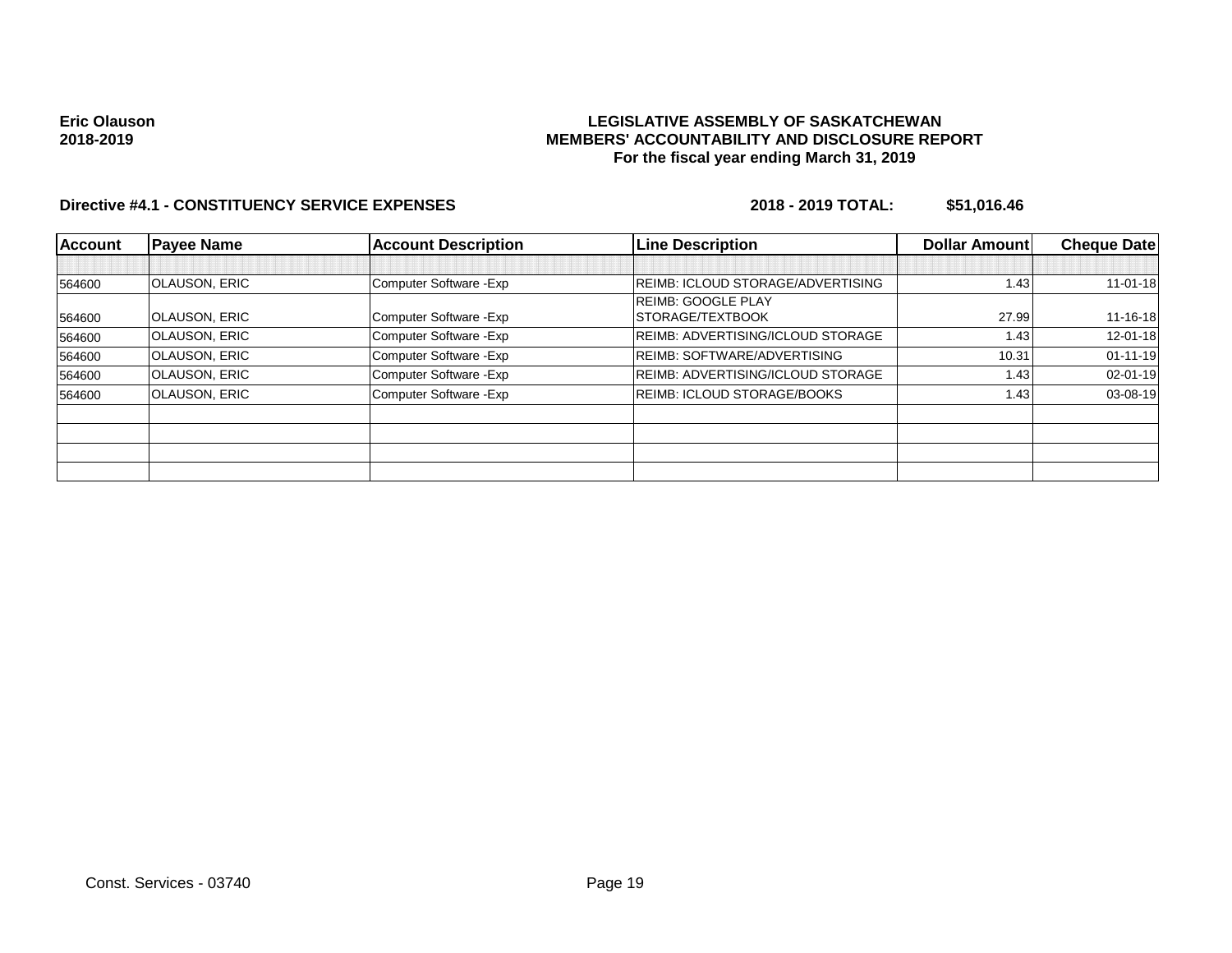**Eric Olauson**
**2018-2019**

**LEGISLATIVE ASSEMBLY OF SASKATCHEWAN**
**MEMBERS' ACCOUNTABILITY AND DISCLOSURE REPORT**
**For the fiscal year ending March 31, 2019**

**Directive #4.1 - CONSTITUENCY SERVICE EXPENSES** **2018 - 2019 TOTAL: $51,016.46**

| Account | Payee Name | Account Description | Line Description | Dollar Amount | Cheque Date |
|---|---|---|---|---|---|
| | | | | | |
| 564600 | OLAUSON, ERIC | Computer Software -Exp | REIMB: ICLOUD STORAGE/ADVERTISING | 1.43 | 11-01-18 |
| 564600 | OLAUSON, ERIC | Computer Software -Exp | REIMB: GOOGLE PLAY STORAGE/TEXTBOOK | 27.99 | 11-16-18 |
| 564600 | OLAUSON, ERIC | Computer Software -Exp | REIMB: ADVERTISING/ICLOUD STORAGE | 1.43 | 12-01-18 |
| 564600 | OLAUSON, ERIC | Computer Software -Exp | REIMB: SOFTWARE/ADVERTISING | 10.31 | 01-11-19 |
| 564600 | OLAUSON, ERIC | Computer Software -Exp | REIMB: ADVERTISING/ICLOUD STORAGE | 1.43 | 02-01-19 |
| 564600 | OLAUSON, ERIC | Computer Software -Exp | REIMB: ICLOUD STORAGE/BOOKS | 1.43 | 03-08-19 |
| | | | | | |
| | | | | | |
| | | | | | |
| | | | | | |

Const. Services - 03740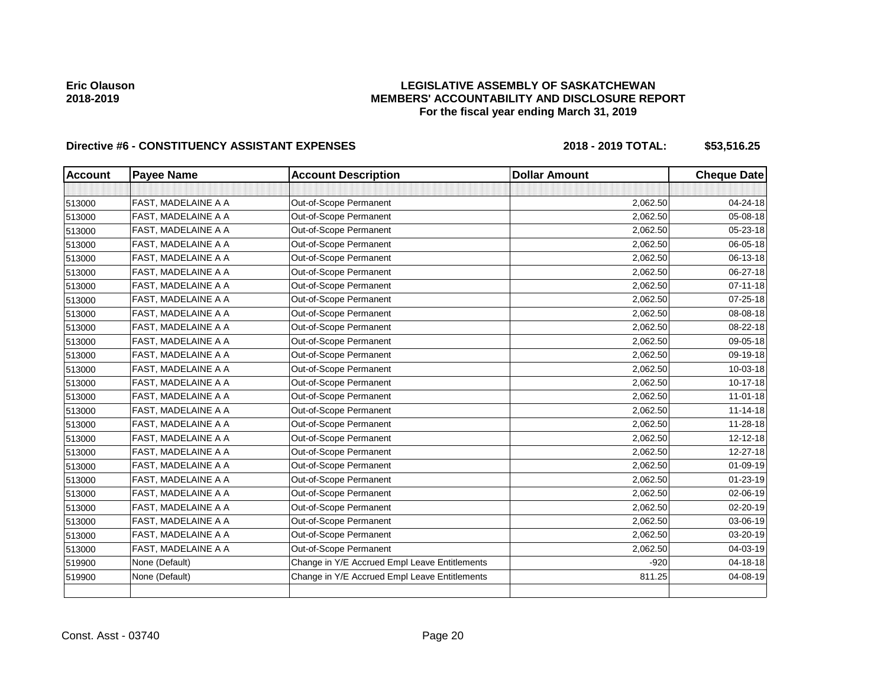**Eric Olauson**
**2018-2019**

# LEGISLATIVE ASSEMBLY OF SASKATCHEWAN
## MEMBERS' ACCOUNTABILITY AND DISCLOSURE REPORT
### For the fiscal year ending March 31, 2019

**Directive #6 - CONSTITUENCY ASSISTANT EXPENSES** **2018 - 2019 TOTAL: $53,516.25**

| Account | Payee Name | Account Description | Dollar Amount | Cheque Date |
|---|---|---|---|---|
| | | | | |
| 513000 | FAST, MADELAINE A A | Out-of-Scope Permanent | 2,062.50 | 04-24-18 |
| 513000 | FAST, MADELAINE A A | Out-of-Scope Permanent | 2,062.50 | 05-08-18 |
| 513000 | FAST, MADELAINE A A | Out-of-Scope Permanent | 2,062.50 | 05-23-18 |
| 513000 | FAST, MADELAINE A A | Out-of-Scope Permanent | 2,062.50 | 06-05-18 |
| 513000 | FAST, MADELAINE A A | Out-of-Scope Permanent | 2,062.50 | 06-13-18 |
| 513000 | FAST, MADELAINE A A | Out-of-Scope Permanent | 2,062.50 | 06-27-18 |
| 513000 | FAST, MADELAINE A A | Out-of-Scope Permanent | 2,062.50 | 07-11-18 |
| 513000 | FAST, MADELAINE A A | Out-of-Scope Permanent | 2,062.50 | 07-25-18 |
| 513000 | FAST, MADELAINE A A | Out-of-Scope Permanent | 2,062.50 | 08-08-18 |
| 513000 | FAST, MADELAINE A A | Out-of-Scope Permanent | 2,062.50 | 08-22-18 |
| 513000 | FAST, MADELAINE A A | Out-of-Scope Permanent | 2,062.50 | 09-05-18 |
| 513000 | FAST, MADELAINE A A | Out-of-Scope Permanent | 2,062.50 | 09-19-18 |
| 513000 | FAST, MADELAINE A A | Out-of-Scope Permanent | 2,062.50 | 10-03-18 |
| 513000 | FAST, MADELAINE A A | Out-of-Scope Permanent | 2,062.50 | 10-17-18 |
| 513000 | FAST, MADELAINE A A | Out-of-Scope Permanent | 2,062.50 | 11-01-18 |
| 513000 | FAST, MADELAINE A A | Out-of-Scope Permanent | 2,062.50 | 11-14-18 |
| 513000 | FAST, MADELAINE A A | Out-of-Scope Permanent | 2,062.50 | 11-28-18 |
| 513000 | FAST, MADELAINE A A | Out-of-Scope Permanent | 2,062.50 | 12-12-18 |
| 513000 | FAST, MADELAINE A A | Out-of-Scope Permanent | 2,062.50 | 12-27-18 |
| 513000 | FAST, MADELAINE A A | Out-of-Scope Permanent | 2,062.50 | 01-09-19 |
| 513000 | FAST, MADELAINE A A | Out-of-Scope Permanent | 2,062.50 | 01-23-19 |
| 513000 | FAST, MADELAINE A A | Out-of-Scope Permanent | 2,062.50 | 02-06-19 |
| 513000 | FAST, MADELAINE A A | Out-of-Scope Permanent | 2,062.50 | 02-20-19 |
| 513000 | FAST, MADELAINE A A | Out-of-Scope Permanent | 2,062.50 | 03-06-19 |
| 513000 | FAST, MADELAINE A A | Out-of-Scope Permanent | 2,062.50 | 03-20-19 |
| 513000 | FAST, MADELAINE A A | Out-of-Scope Permanent | 2,062.50 | 04-03-19 |
| 519900 | None (Default) | Change in Y/E Accrued Empl Leave Entitlements | -920 | 04-18-18 |
| 519900 | None (Default) | Change in Y/E Accrued Empl Leave Entitlements | 811.25 | 04-08-19 |
| | | | | |

Const. Asst - 03740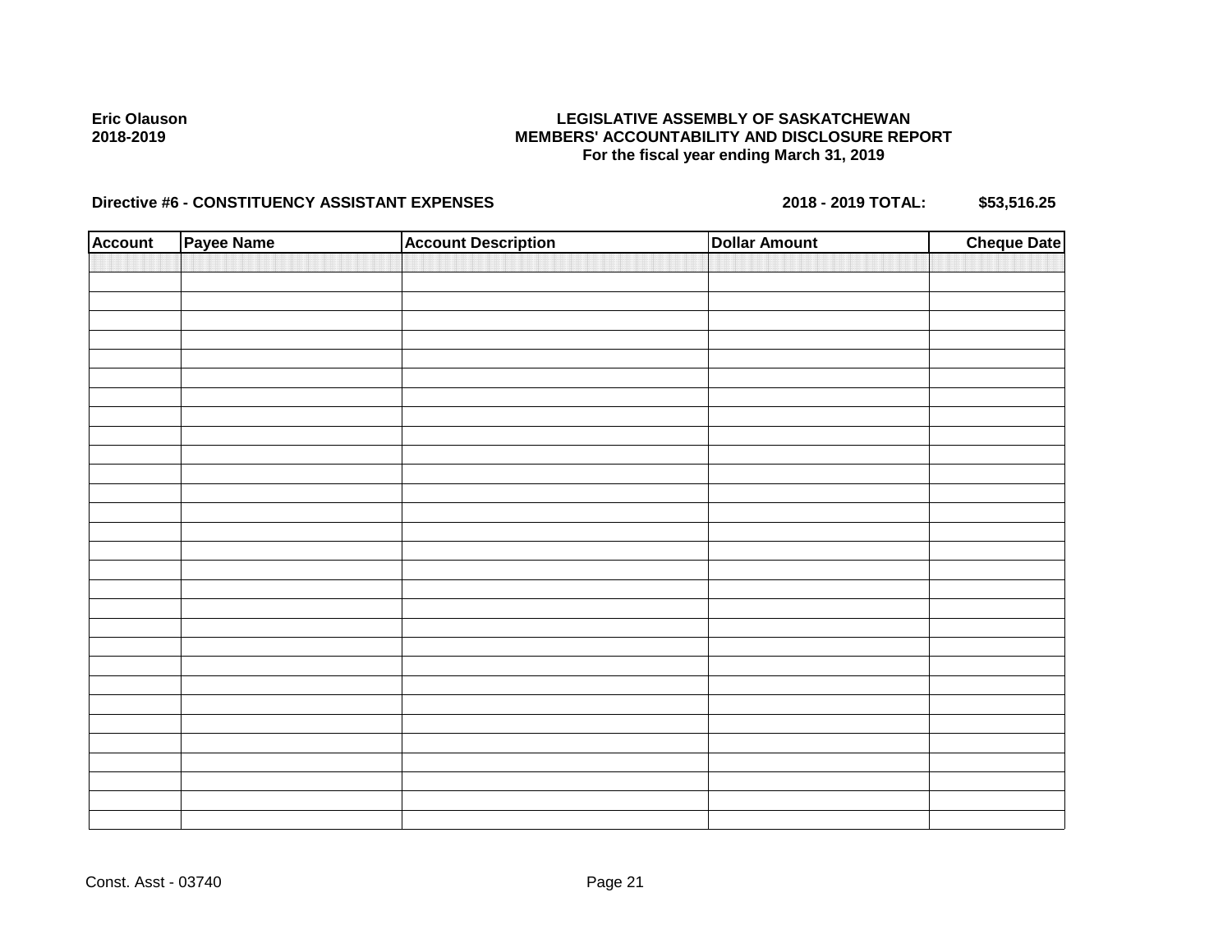**Eric Olauson**
**2018-2019**

**LEGISLATIVE ASSEMBLY OF SASKATCHEWAN**
**MEMBERS' ACCOUNTABILITY AND DISCLOSURE REPORT**
**For the fiscal year ending March 31, 2019**

**Directive #6 - CONSTITUENCY ASSISTANT EXPENSES** **2018 - 2019 TOTAL: $53,516.25**

| Account | Payee Name | Account Description | Dollar Amount | Cheque Date |
|---|---|---|---|---|
| | | | | |

Const. Asst - 03740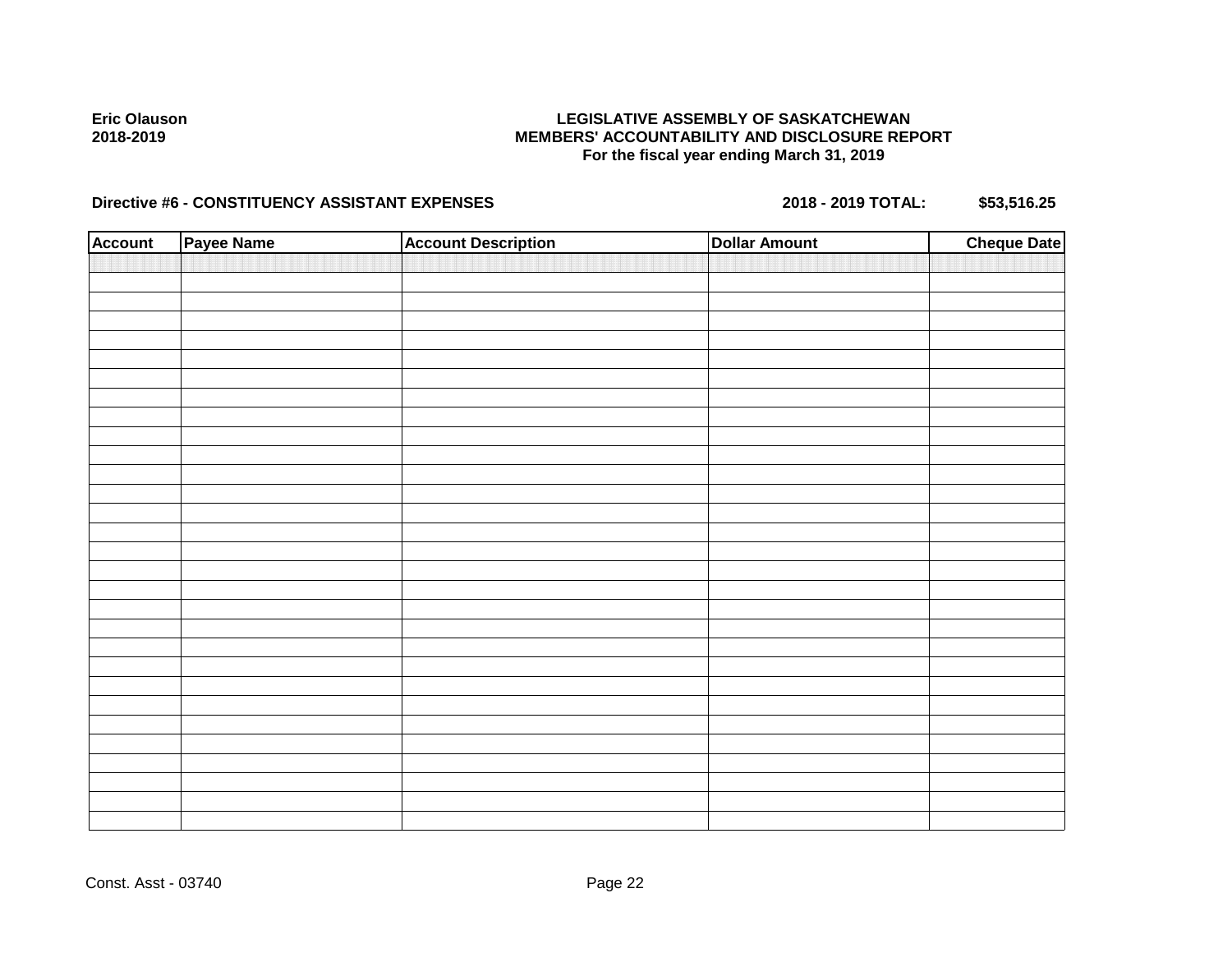**Eric Olauson**
**2018-2019**

**LEGISLATIVE ASSEMBLY OF SASKATCHEWAN**
**MEMBERS' ACCOUNTABILITY AND DISCLOSURE REPORT**
**For the fiscal year ending March 31, 2019**

**Directive #6 - CONSTITUENCY ASSISTANT EXPENSES** **2018 - 2019 TOTAL: $53,516.25**

| Account | Payee Name | Account Description | Dollar Amount | Cheque Date |
|---|---|---|---|---|
| | | | | |

Const. Asst - 03740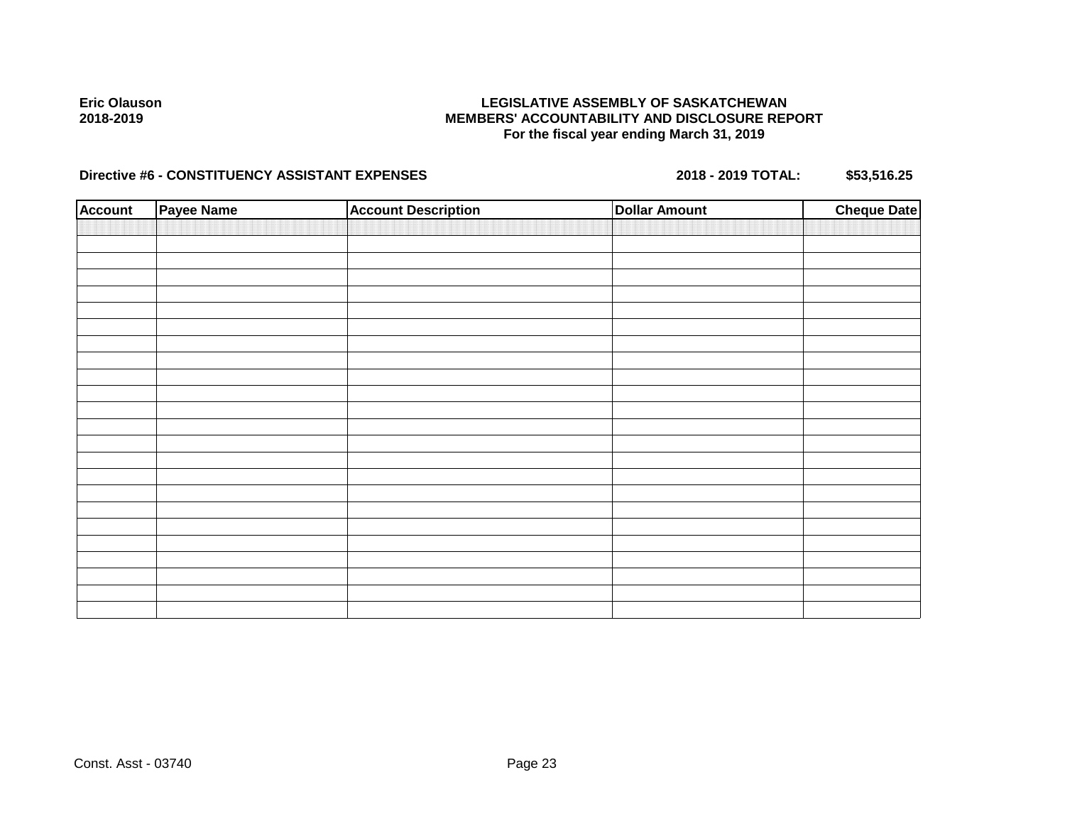**Eric Olauson**
**2018-2019**

**LEGISLATIVE ASSEMBLY OF SASKATCHEWAN**
**MEMBERS' ACCOUNTABILITY AND DISCLOSURE REPORT**
**For the fiscal year ending March 31, 2019**

**Directive #6 - CONSTITUENCY ASSISTANT EXPENSES** **2018 - 2019 TOTAL: $53,516.25**

| Account | Payee Name | Account Description | Dollar Amount | Cheque Date |
|---|---|---|---|---|
| | | | | |

Const. Asst - 03740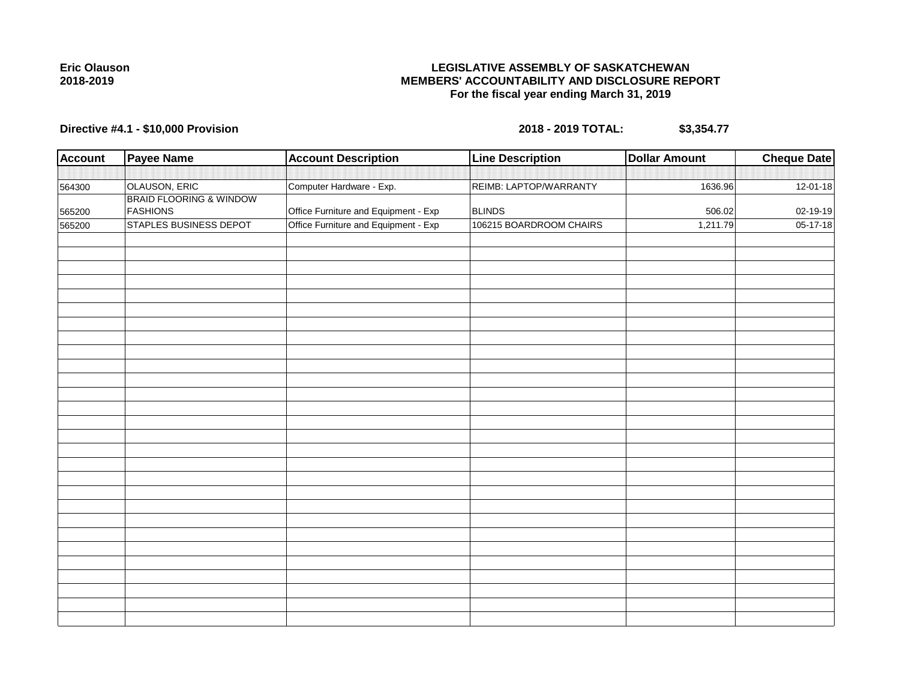**Eric Olauson**
**2018-2019**

**LEGISLATIVE ASSEMBLY OF SASKATCHEWAN**
**MEMBERS' ACCOUNTABILITY AND DISCLOSURE REPORT**
**For the fiscal year ending March 31, 2019**

**Directive #4.1 - $10,000 Provision**

**2018 - 2019 TOTAL: $3,354.77**

| Account | Payee Name | Account Description | Line Description | Dollar Amount | Cheque Date |
|---|---|---|---|---|---|
| 564300 | OLAUSON, ERIC | Computer Hardware - Exp. | REIMB: LAPTOP/WARRANTY | 1636.96 | 12-01-18 |
| 565200 | BRAID FLOORING & WINDOW FASHIONS | Office Furniture and Equipment - Exp | BLINDS | 506.02 | 02-19-19 |
| 565200 | STAPLES BUSINESS DEPOT | Office Furniture and Equipment - Exp | 106215 BOARDROOM CHAIRS | 1,211.79 | 05-17-18 |